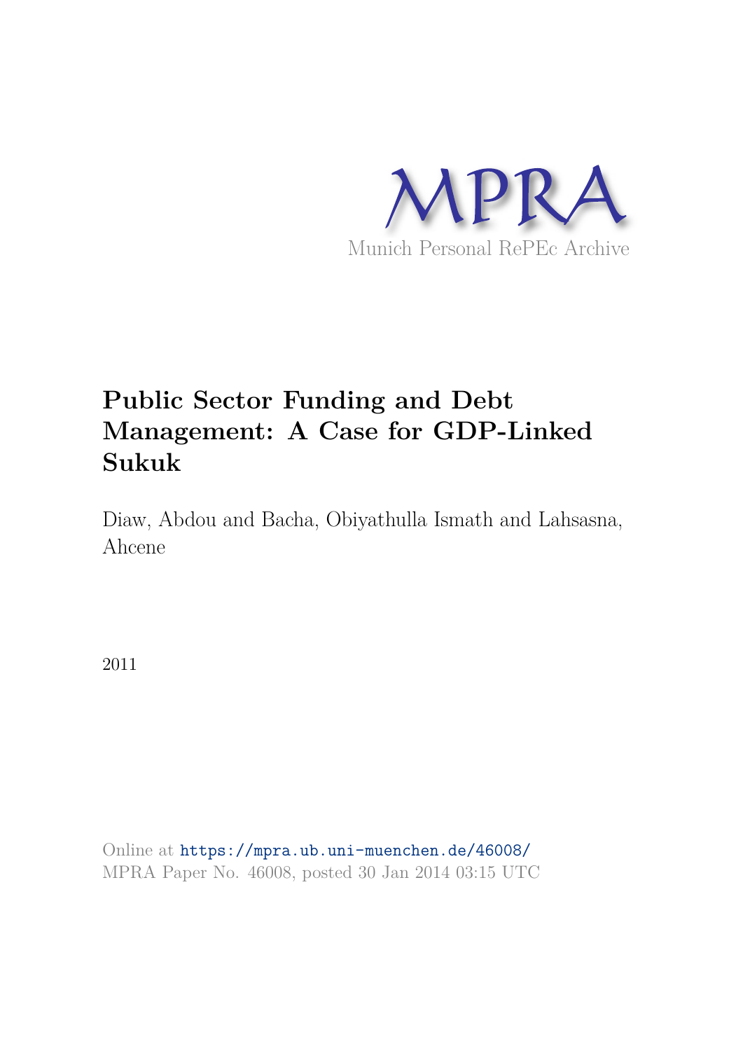MPRA

Munich Personal RePEc Archive

# Public Sector Funding and Debt Management: A Case for GDP-Linked Sukuk

Diaw, Abdou and Bacha, Obiyathulla Ismath and Lahsasna, Ahcene

2011

Online at https://mpra.ub.uni-muenchen.de/46008/
MPRA Paper No. 46008, posted 30 Jan 2014 03:15 UTC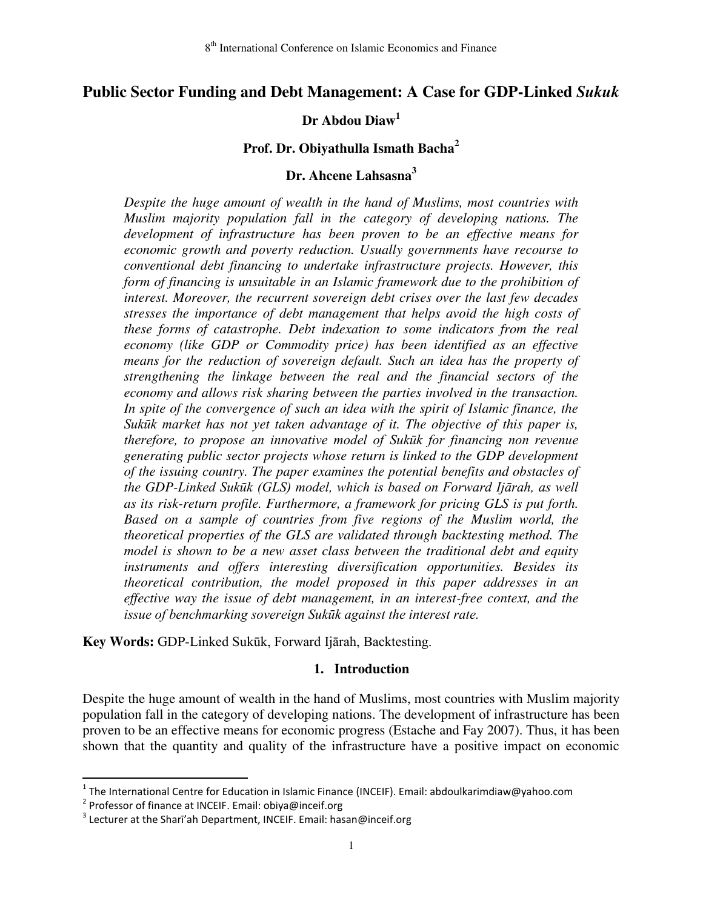# Public Sector Funding and Debt Management: A Case for GDP-Linked *Sukuk*

**Dr Abdou Diaw[1]**

**Prof. Dr. Obiyathulla Ismath Bacha[2]**

**Dr. Ahcene Lahsasna[3]**

*Despite the huge amount of wealth in the hand of Muslims, most countries with Muslim majority population fall in the category of developing nations. The development of infrastructure has been proven to be an effective means for economic growth and poverty reduction. Usually governments have recourse to conventional debt financing to undertake infrastructure projects. However, this form of financing is unsuitable in an Islamic framework due to the prohibition of interest. Moreover, the recurrent sovereign debt crises over the last few decades stresses the importance of debt management that helps avoid the high costs of these forms of catastrophe. Debt indexation to some indicators from the real economy (like GDP or Commodity price) has been identified as an effective means for the reduction of sovereign default. Such an idea has the property of strengthening the linkage between the real and the financial sectors of the economy and allows risk sharing between the parties involved in the transaction. In spite of the convergence of such an idea with the spirit of Islamic finance, the Sukūk market has not yet taken advantage of it. The objective of this paper is, therefore, to propose an innovative model of Sukūk for financing non revenue generating public sector projects whose return is linked to the GDP development of the issuing country. The paper examines the potential benefits and obstacles of the GDP-Linked Sukūk (GLS) model, which is based on Forward Ijārah, as well as its risk-return profile. Furthermore, a framework for pricing GLS is put forth. Based on a sample of countries from five regions of the Muslim world, the theoretical properties of the GLS are validated through backtesting method. The model is shown to be a new asset class between the traditional debt and equity instruments and offers interesting diversification opportunities. Besides its theoretical contribution, the model proposed in this paper addresses in an effective way the issue of debt management, in an interest-free context, and the issue of benchmarking sovereign Sukūk against the interest rate.*

**Key Words:** GDP-Linked Sukūk, Forward Ijārah, Backtesting.

## 1. Introduction

Despite the huge amount of wealth in the hand of Muslims, most countries with Muslim majority population fall in the category of developing nations. The development of infrastructure has been proven to be an effective means for economic progress (Estache and Fay 2007). Thus, it has been shown that the quantity and quality of the infrastructure have a positive impact on economic

---

[1] The International Centre for Education in Islamic Finance (INCEIF). Email: abdoulkarimdiaw@yahoo.com

[2] Professor of finance at INCEIF. Email: obiya@inceif.org

[3] Lecturer at the Sharī'ah Department, INCEIF. Email: hasan@inceif.org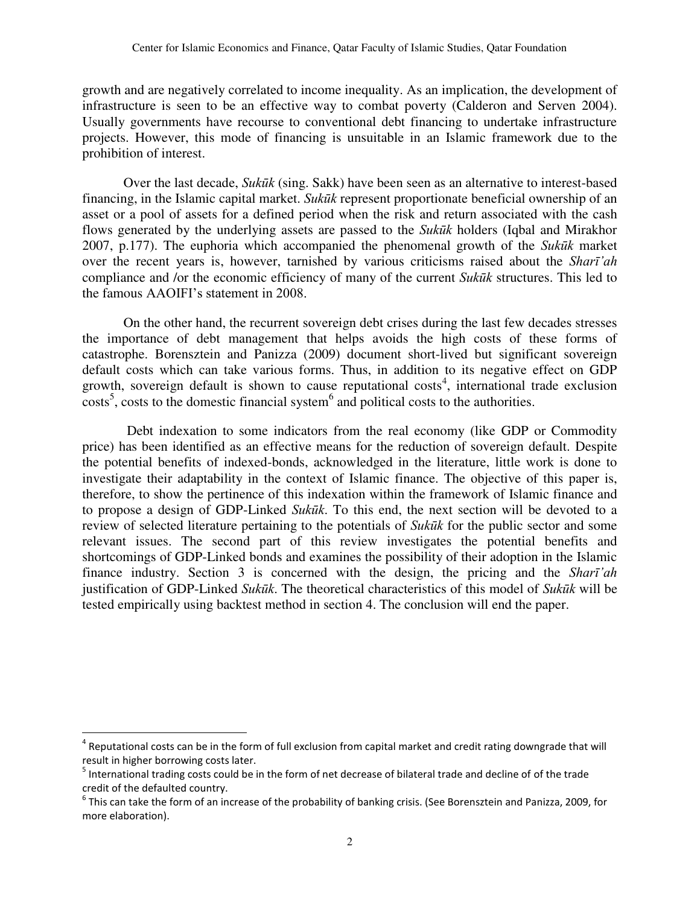growth and are negatively correlated to income inequality. As an implication, the development of infrastructure is seen to be an effective way to combat poverty (Calderon and Serven 2004). Usually governments have recourse to conventional debt financing to undertake infrastructure projects. However, this mode of financing is unsuitable in an Islamic framework due to the prohibition of interest.

Over the last decade, *Sukūk* (sing. Sakk) have been seen as an alternative to interest-based financing, in the Islamic capital market. *Sukūk* represent proportionate beneficial ownership of an asset or a pool of assets for a defined period when the risk and return associated with the cash flows generated by the underlying assets are passed to the *Sukūk* holders (Iqbal and Mirakhor 2007, p.177). The euphoria which accompanied the phenomenal growth of the *Sukūk* market over the recent years is, however, tarnished by various criticisms raised about the *Sharī'ah* compliance and /or the economic efficiency of many of the current *Sukūk* structures. This led to the famous AAOIFI's statement in 2008.

On the other hand, the recurrent sovereign debt crises during the last few decades stresses the importance of debt management that helps avoids the high costs of these forms of catastrophe. Borensztein and Panizza (2009) document short-lived but significant sovereign default costs which can take various forms. Thus, in addition to its negative effect on GDP growth, sovereign default is shown to cause reputational costs[4], international trade exclusion costs[5], costs to the domestic financial system[6] and political costs to the authorities.

Debt indexation to some indicators from the real economy (like GDP or Commodity price) has been identified as an effective means for the reduction of sovereign default. Despite the potential benefits of indexed-bonds, acknowledged in the literature, little work is done to investigate their adaptability in the context of Islamic finance. The objective of this paper is, therefore, to show the pertinence of this indexation within the framework of Islamic finance and to propose a design of GDP-Linked *Sukūk*. To this end, the next section will be devoted to a review of selected literature pertaining to the potentials of *Sukūk* for the public sector and some relevant issues. The second part of this review investigates the potential benefits and shortcomings of GDP-Linked bonds and examines the possibility of their adoption in the Islamic finance industry. Section 3 is concerned with the design, the pricing and the *Sharī'ah* justification of GDP-Linked *Sukūk*. The theoretical characteristics of this model of *Sukūk* will be tested empirically using backtest method in section 4. The conclusion will end the paper.

---

[4] Reputational costs can be in the form of full exclusion from capital market and credit rating downgrade that will result in higher borrowing costs later.

[5] International trading costs could be in the form of net decrease of bilateral trade and decline of of the trade credit of the defaulted country.

[6] This can take the form of an increase of the probability of banking crisis. (See Borensztein and Panizza, 2009, for more elaboration).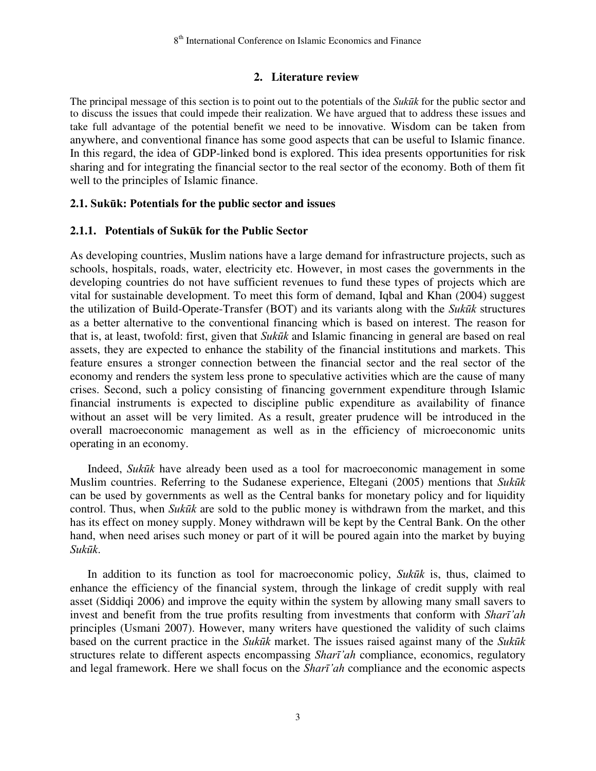## 2. Literature review

The principal message of this section is to point out to the potentials of the *Sukūk* for the public sector and to discuss the issues that could impede their realization. We have argued that to address these issues and take full advantage of the potential benefit we need to be innovative. Wisdom can be taken from anywhere, and conventional finance has some good aspects that can be useful to Islamic finance. In this regard, the idea of GDP-linked bond is explored. This idea presents opportunities for risk sharing and for integrating the financial sector to the real sector of the economy. Both of them fit well to the principles of Islamic finance.

### 2.1. Sukūk: Potentials for the public sector and issues

#### 2.1.1. Potentials of Sukūk for the Public Sector

As developing countries, Muslim nations have a large demand for infrastructure projects, such as schools, hospitals, roads, water, electricity etc. However, in most cases the governments in the developing countries do not have sufficient revenues to fund these types of projects which are vital for sustainable development. To meet this form of demand, Iqbal and Khan (2004) suggest the utilization of Build-Operate-Transfer (BOT) and its variants along with the *Sukūk* structures as a better alternative to the conventional financing which is based on interest. The reason for that is, at least, twofold: first, given that *Sukūk* and Islamic financing in general are based on real assets, they are expected to enhance the stability of the financial institutions and markets. This feature ensures a stronger connection between the financial sector and the real sector of the economy and renders the system less prone to speculative activities which are the cause of many crises. Second, such a policy consisting of financing government expenditure through Islamic financial instruments is expected to discipline public expenditure as availability of finance without an asset will be very limited. As a result, greater prudence will be introduced in the overall macroeconomic management as well as in the efficiency of microeconomic units operating in an economy.

Indeed, *Sukūk* have already been used as a tool for macroeconomic management in some Muslim countries. Referring to the Sudanese experience, Eltegani (2005) mentions that *Sukūk* can be used by governments as well as the Central banks for monetary policy and for liquidity control. Thus, when *Sukūk* are sold to the public money is withdrawn from the market, and this has its effect on money supply. Money withdrawn will be kept by the Central Bank. On the other hand, when need arises such money or part of it will be poured again into the market by buying *Sukūk*.

In addition to its function as tool for macroeconomic policy, *Sukūk* is, thus, claimed to enhance the efficiency of the financial system, through the linkage of credit supply with real asset (Siddiqi 2006) and improve the equity within the system by allowing many small savers to invest and benefit from the true profits resulting from investments that conform with *Sharī'ah* principles (Usmani 2007). However, many writers have questioned the validity of such claims based on the current practice in the *Sukūk* market. The issues raised against many of the *Sukūk* structures relate to different aspects encompassing *Sharī'ah* compliance, economics, regulatory and legal framework. Here we shall focus on the *Sharī'ah* compliance and the economic aspects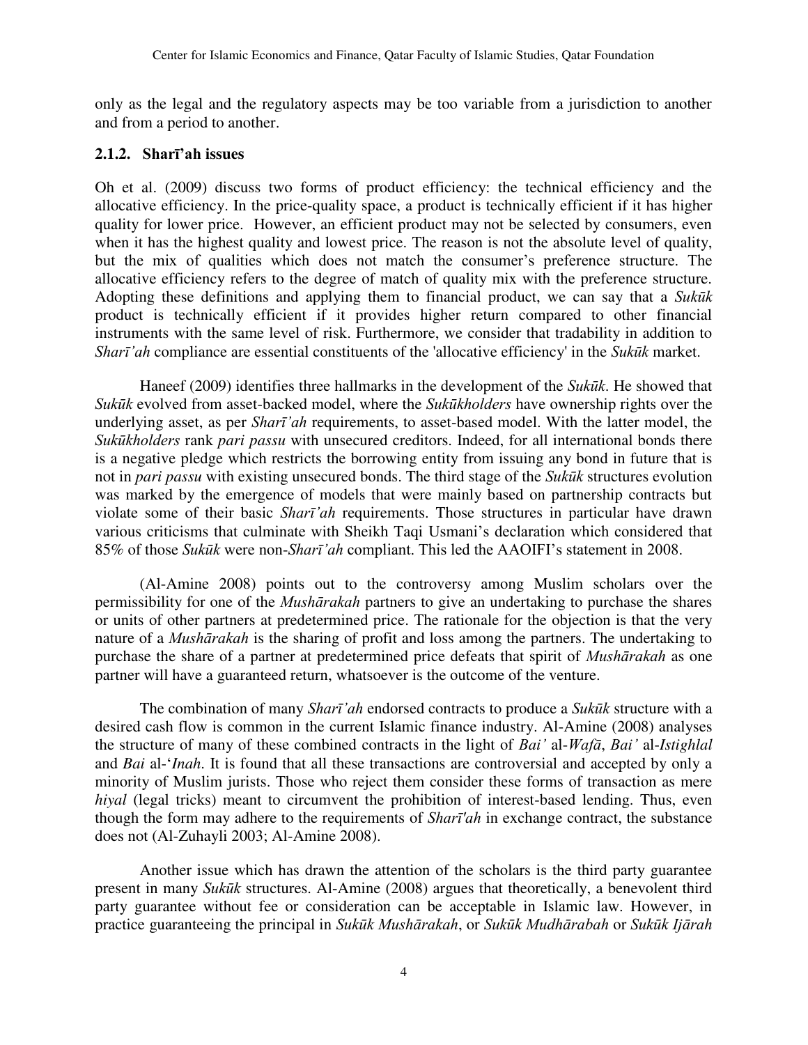only as the legal and the regulatory aspects may be too variable from a jurisdiction to another and from a period to another.

### 2.1.2. Sharī'ah issues

Oh et al. (2009) discuss two forms of product efficiency: the technical efficiency and the allocative efficiency. In the price-quality space, a product is technically efficient if it has higher quality for lower price. However, an efficient product may not be selected by consumers, even when it has the highest quality and lowest price. The reason is not the absolute level of quality, but the mix of qualities which does not match the consumer's preference structure. The allocative efficiency refers to the degree of match of quality mix with the preference structure. Adopting these definitions and applying them to financial product, we can say that a *Sukūk* product is technically efficient if it provides higher return compared to other financial instruments with the same level of risk. Furthermore, we consider that tradability in addition to *Sharī'ah* compliance are essential constituents of the 'allocative efficiency' in the *Sukūk* market.

Haneef (2009) identifies three hallmarks in the development of the *Sukūk*. He showed that *Sukūk* evolved from asset-backed model, where the *Sukūkholders* have ownership rights over the underlying asset, as per *Sharī'ah* requirements, to asset-based model. With the latter model, the *Sukūkholders* rank *pari passu* with unsecured creditors. Indeed, for all international bonds there is a negative pledge which restricts the borrowing entity from issuing any bond in future that is not in *pari passu* with existing unsecured bonds. The third stage of the *Sukūk* structures evolution was marked by the emergence of models that were mainly based on partnership contracts but violate some of their basic *Sharī'ah* requirements. Those structures in particular have drawn various criticisms that culminate with Sheikh Taqi Usmani's declaration which considered that 85% of those *Sukūk* were non-*Sharī'ah* compliant. This led the AAOIFI's statement in 2008.

(Al-Amine 2008) points out to the controversy among Muslim scholars over the permissibility for one of the *Mushārakah* partners to give an undertaking to purchase the shares or units of other partners at predetermined price. The rationale for the objection is that the very nature of a *Mushārakah* is the sharing of profit and loss among the partners. The undertaking to purchase the share of a partner at predetermined price defeats that spirit of *Mushārakah* as one partner will have a guaranteed return, whatsoever is the outcome of the venture.

The combination of many *Sharī'ah* endorsed contracts to produce a *Sukūk* structure with a desired cash flow is common in the current Islamic finance industry. Al-Amine (2008) analyses the structure of many of these combined contracts in the light of *Bai'* al-*Wafā*, *Bai'* al-*Istighlal* and *Bai* al-'*Inah*. It is found that all these transactions are controversial and accepted by only a minority of Muslim jurists. Those who reject them consider these forms of transaction as mere *hiyal* (legal tricks) meant to circumvent the prohibition of interest-based lending. Thus, even though the form may adhere to the requirements of *Sharī'ah* in exchange contract, the substance does not (Al-Zuhayli 2003; Al-Amine 2008).

Another issue which has drawn the attention of the scholars is the third party guarantee present in many *Sukūk* structures. Al-Amine (2008) argues that theoretically, a benevolent third party guarantee without fee or consideration can be acceptable in Islamic law. However, in practice guaranteeing the principal in *Sukūk Mushārakah*, or *Sukūk Mudhārabah* or *Sukūk Ijārah*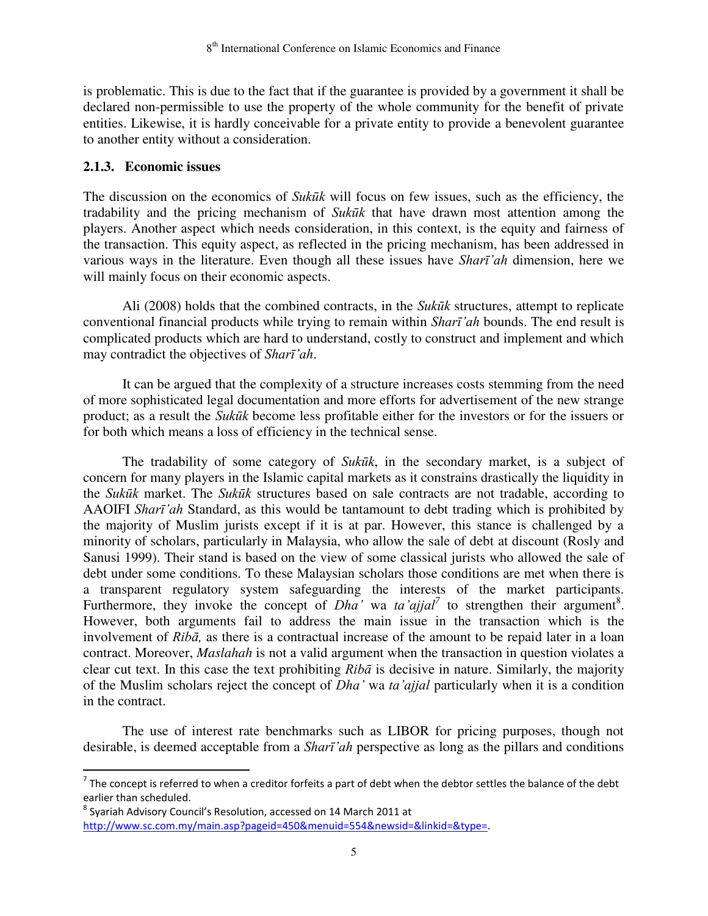is problematic. This is due to the fact that if the guarantee is provided by a government it shall be declared non-permissible to use the property of the whole community for the benefit of private entities. Likewise, it is hardly conceivable for a private entity to provide a benevolent guarantee to another entity without a consideration.

### 2.1.3. Economic issues

The discussion on the economics of *Sukūk* will focus on few issues, such as the efficiency, the tradability and the pricing mechanism of *Sukūk* that have drawn most attention among the players. Another aspect which needs consideration, in this context, is the equity and fairness of the transaction. This equity aspect, as reflected in the pricing mechanism, has been addressed in various ways in the literature. Even though all these issues have *Sharī'ah* dimension, here we will mainly focus on their economic aspects.

Ali (2008) holds that the combined contracts, in the *Sukūk* structures, attempt to replicate conventional financial products while trying to remain within *Sharī'ah* bounds. The end result is complicated products which are hard to understand, costly to construct and implement and which may contradict the objectives of *Sharī'ah*.

It can be argued that the complexity of a structure increases costs stemming from the need of more sophisticated legal documentation and more efforts for advertisement of the new strange product; as a result the *Sukūk* become less profitable either for the investors or for the issuers or for both which means a loss of efficiency in the technical sense.

The tradability of some category of *Sukūk*, in the secondary market, is a subject of concern for many players in the Islamic capital markets as it constrains drastically the liquidity in the *Sukūk* market. The *Sukūk* structures based on sale contracts are not tradable, according to AAOIFI *Sharī'ah* Standard, as this would be tantamount to debt trading which is prohibited by the majority of Muslim jurists except if it is at par. However, this stance is challenged by a minority of scholars, particularly in Malaysia, who allow the sale of debt at discount (Rosly and Sanusi 1999). Their stand is based on the view of some classical jurists who allowed the sale of debt under some conditions. To these Malaysian scholars those conditions are met when there is a transparent regulatory system safeguarding the interests of the market participants. Furthermore, they invoke the concept of *Dha'* wa *ta'ajjal*[7] to strengthen their argument[8]. However, both arguments fail to address the main issue in the transaction which is the involvement of *Ribā,* as there is a contractual increase of the amount to be repaid later in a loan contract. Moreover, *Maslahah* is not a valid argument when the transaction in question violates a clear cut text. In this case the text prohibiting *Ribā* is decisive in nature. Similarly, the majority of the Muslim scholars reject the concept of *Dha'* wa *ta'ajjal* particularly when it is a condition in the contract.

The use of interest rate benchmarks such as LIBOR for pricing purposes, though not desirable, is deemed acceptable from a *Sharī'ah* perspective as long as the pillars and conditions

---

[7] The concept is referred to when a creditor forfeits a part of debt when the debtor settles the balance of the debt earlier than scheduled.

[8] Syariah Advisory Council's Resolution, accessed on 14 March 2011 at http://www.sc.com.my/main.asp?pageid=450&menuid=554&newsid=&linkid=&type=.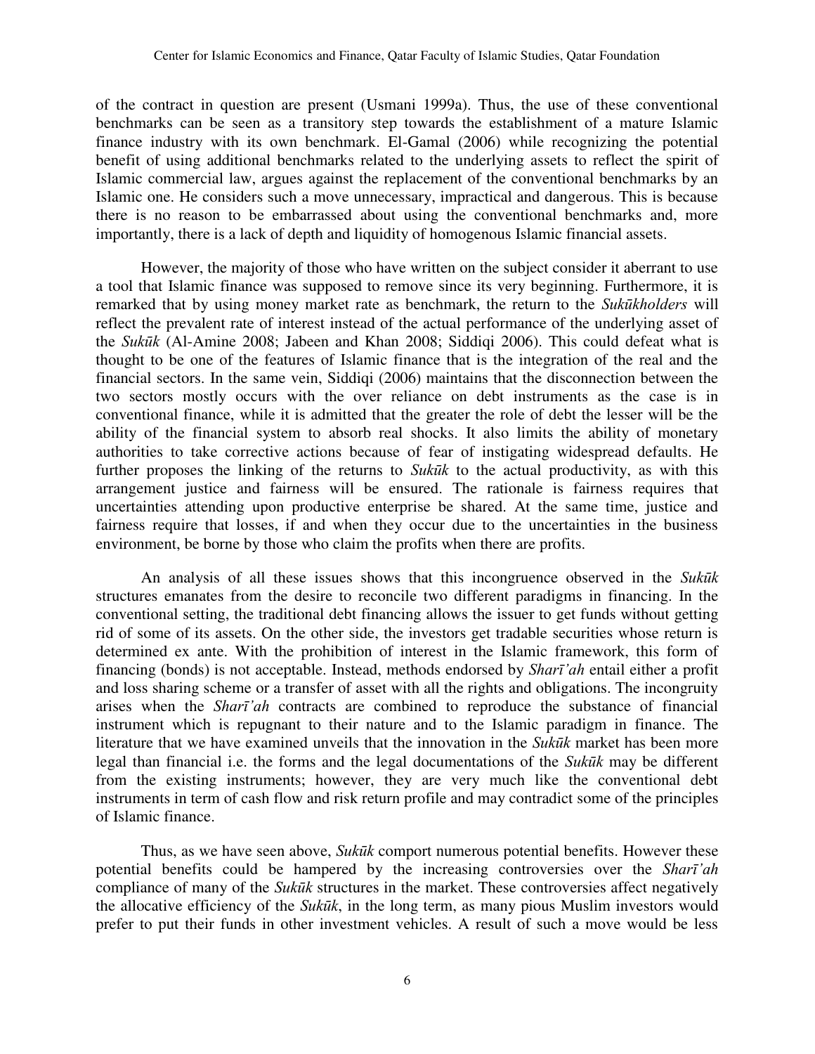of the contract in question are present (Usmani 1999a). Thus, the use of these conventional benchmarks can be seen as a transitory step towards the establishment of a mature Islamic finance industry with its own benchmark. El-Gamal (2006) while recognizing the potential benefit of using additional benchmarks related to the underlying assets to reflect the spirit of Islamic commercial law, argues against the replacement of the conventional benchmarks by an Islamic one. He considers such a move unnecessary, impractical and dangerous. This is because there is no reason to be embarrassed about using the conventional benchmarks and, more importantly, there is a lack of depth and liquidity of homogenous Islamic financial assets.

However, the majority of those who have written on the subject consider it aberrant to use a tool that Islamic finance was supposed to remove since its very beginning. Furthermore, it is remarked that by using money market rate as benchmark, the return to the *Sukūkholders* will reflect the prevalent rate of interest instead of the actual performance of the underlying asset of the *Sukūk* (Al-Amine 2008; Jabeen and Khan 2008; Siddiqi 2006). This could defeat what is thought to be one of the features of Islamic finance that is the integration of the real and the financial sectors. In the same vein, Siddiqi (2006) maintains that the disconnection between the two sectors mostly occurs with the over reliance on debt instruments as the case is in conventional finance, while it is admitted that the greater the role of debt the lesser will be the ability of the financial system to absorb real shocks. It also limits the ability of monetary authorities to take corrective actions because of fear of instigating widespread defaults. He further proposes the linking of the returns to *Sukūk* to the actual productivity, as with this arrangement justice and fairness will be ensured. The rationale is fairness requires that uncertainties attending upon productive enterprise be shared. At the same time, justice and fairness require that losses, if and when they occur due to the uncertainties in the business environment, be borne by those who claim the profits when there are profits.

An analysis of all these issues shows that this incongruence observed in the *Sukūk* structures emanates from the desire to reconcile two different paradigms in financing. In the conventional setting, the traditional debt financing allows the issuer to get funds without getting rid of some of its assets. On the other side, the investors get tradable securities whose return is determined ex ante. With the prohibition of interest in the Islamic framework, this form of financing (bonds) is not acceptable. Instead, methods endorsed by *Sharī'ah* entail either a profit and loss sharing scheme or a transfer of asset with all the rights and obligations. The incongruity arises when the *Sharī'ah* contracts are combined to reproduce the substance of financial instrument which is repugnant to their nature and to the Islamic paradigm in finance. The literature that we have examined unveils that the innovation in the *Sukūk* market has been more legal than financial i.e. the forms and the legal documentations of the *Sukūk* may be different from the existing instruments; however, they are very much like the conventional debt instruments in term of cash flow and risk return profile and may contradict some of the principles of Islamic finance.

Thus, as we have seen above, *Sukūk* comport numerous potential benefits. However these potential benefits could be hampered by the increasing controversies over the *Sharī'ah* compliance of many of the *Sukūk* structures in the market. These controversies affect negatively the allocative efficiency of the *Sukūk*, in the long term, as many pious Muslim investors would prefer to put their funds in other investment vehicles. A result of such a move would be less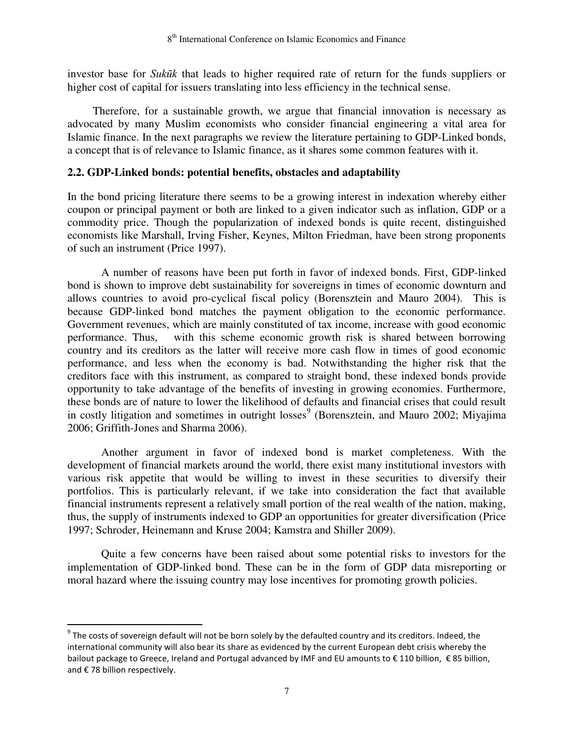investor base for *Sukūk* that leads to higher required rate of return for the funds suppliers or higher cost of capital for issuers translating into less efficiency in the technical sense.

Therefore, for a sustainable growth, we argue that financial innovation is necessary as advocated by many Muslim economists who consider financial engineering a vital area for Islamic finance. In the next paragraphs we review the literature pertaining to GDP-Linked bonds, a concept that is of relevance to Islamic finance, as it shares some common features with it.

### 2.2. GDP-Linked bonds: potential benefits, obstacles and adaptability

In the bond pricing literature there seems to be a growing interest in indexation whereby either coupon or principal payment or both are linked to a given indicator such as inflation, GDP or a commodity price. Though the popularization of indexed bonds is quite recent, distinguished economists like Marshall, Irving Fisher, Keynes, Milton Friedman, have been strong proponents of such an instrument (Price 1997).

A number of reasons have been put forth in favor of indexed bonds. First, GDP-linked bond is shown to improve debt sustainability for sovereigns in times of economic downturn and allows countries to avoid pro-cyclical fiscal policy (Borensztein and Mauro 2004). This is because GDP-linked bond matches the payment obligation to the economic performance. Government revenues, which are mainly constituted of tax income, increase with good economic performance. Thus, with this scheme economic growth risk is shared between borrowing country and its creditors as the latter will receive more cash flow in times of good economic performance, and less when the economy is bad. Notwithstanding the higher risk that the creditors face with this instrument, as compared to straight bond, these indexed bonds provide opportunity to take advantage of the benefits of investing in growing economies. Furthermore, these bonds are of nature to lower the likelihood of defaults and financial crises that could result in costly litigation and sometimes in outright losses[9] (Borensztein, and Mauro 2002; Miyajima 2006; Griffith-Jones and Sharma 2006).

Another argument in favor of indexed bond is market completeness. With the development of financial markets around the world, there exist many institutional investors with various risk appetite that would be willing to invest in these securities to diversify their portfolios. This is particularly relevant, if we take into consideration the fact that available financial instruments represent a relatively small portion of the real wealth of the nation, making, thus, the supply of instruments indexed to GDP an opportunities for greater diversification (Price 1997; Schroder, Heinemann and Kruse 2004; Kamstra and Shiller 2009).

Quite a few concerns have been raised about some potential risks to investors for the implementation of GDP-linked bond. These can be in the form of GDP data misreporting or moral hazard where the issuing country may lose incentives for promoting growth policies.

---

[9] The costs of sovereign default will not be born solely by the defaulted country and its creditors. Indeed, the international community will also bear its share as evidenced by the current European debt crisis whereby the bailout package to Greece, Ireland and Portugal advanced by IMF and EU amounts to € 110 billion, € 85 billion, and € 78 billion respectively.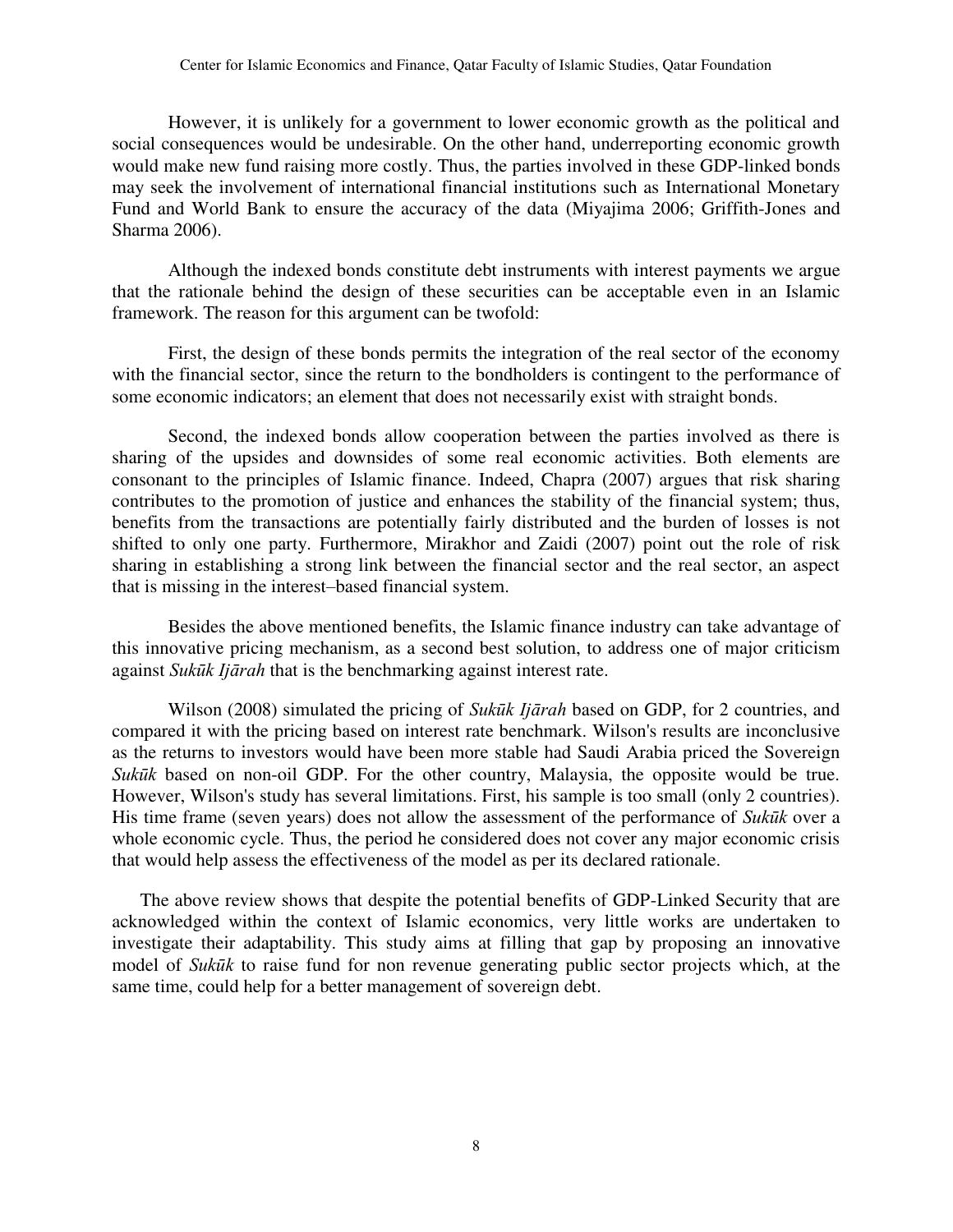However, it is unlikely for a government to lower economic growth as the political and social consequences would be undesirable. On the other hand, underreporting economic growth would make new fund raising more costly. Thus, the parties involved in these GDP-linked bonds may seek the involvement of international financial institutions such as International Monetary Fund and World Bank to ensure the accuracy of the data (Miyajima 2006; Griffith-Jones and Sharma 2006).

Although the indexed bonds constitute debt instruments with interest payments we argue that the rationale behind the design of these securities can be acceptable even in an Islamic framework. The reason for this argument can be twofold:

First, the design of these bonds permits the integration of the real sector of the economy with the financial sector, since the return to the bondholders is contingent to the performance of some economic indicators; an element that does not necessarily exist with straight bonds.

Second, the indexed bonds allow cooperation between the parties involved as there is sharing of the upsides and downsides of some real economic activities. Both elements are consonant to the principles of Islamic finance. Indeed, Chapra (2007) argues that risk sharing contributes to the promotion of justice and enhances the stability of the financial system; thus, benefits from the transactions are potentially fairly distributed and the burden of losses is not shifted to only one party. Furthermore, Mirakhor and Zaidi (2007) point out the role of risk sharing in establishing a strong link between the financial sector and the real sector, an aspect that is missing in the interest–based financial system.

Besides the above mentioned benefits, the Islamic finance industry can take advantage of this innovative pricing mechanism, as a second best solution, to address one of major criticism against *Sukūk Ijārah* that is the benchmarking against interest rate.

Wilson (2008) simulated the pricing of *Sukūk Ijārah* based on GDP, for 2 countries, and compared it with the pricing based on interest rate benchmark. Wilson's results are inconclusive as the returns to investors would have been more stable had Saudi Arabia priced the Sovereign *Sukūk* based on non-oil GDP. For the other country, Malaysia, the opposite would be true. However, Wilson's study has several limitations. First, his sample is too small (only 2 countries). His time frame (seven years) does not allow the assessment of the performance of *Sukūk* over a whole economic cycle. Thus, the period he considered does not cover any major economic crisis that would help assess the effectiveness of the model as per its declared rationale.

The above review shows that despite the potential benefits of GDP-Linked Security that are acknowledged within the context of Islamic economics, very little works are undertaken to investigate their adaptability. This study aims at filling that gap by proposing an innovative model of *Sukūk* to raise fund for non revenue generating public sector projects which, at the same time, could help for a better management of sovereign debt.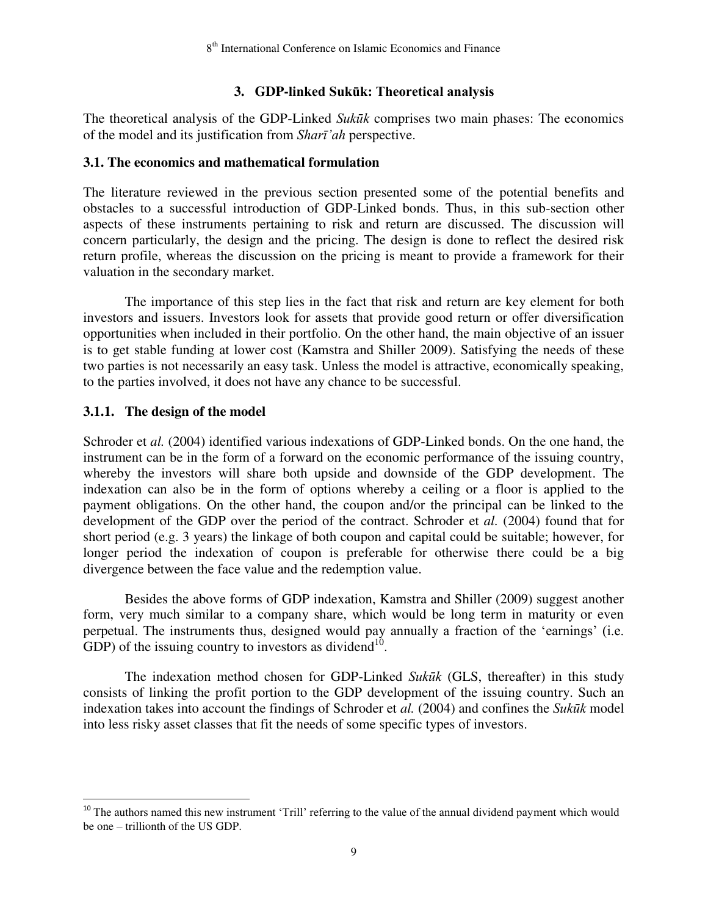## 3. GDP-linked Sukūk: Theoretical analysis

The theoretical analysis of the GDP-Linked *Sukūk* comprises two main phases: The economics of the model and its justification from *Sharī'ah* perspective.

### 3.1. The economics and mathematical formulation

The literature reviewed in the previous section presented some of the potential benefits and obstacles to a successful introduction of GDP-Linked bonds. Thus, in this sub-section other aspects of these instruments pertaining to risk and return are discussed. The discussion will concern particularly, the design and the pricing. The design is done to reflect the desired risk return profile, whereas the discussion on the pricing is meant to provide a framework for their valuation in the secondary market.

The importance of this step lies in the fact that risk and return are key element for both investors and issuers. Investors look for assets that provide good return or offer diversification opportunities when included in their portfolio. On the other hand, the main objective of an issuer is to get stable funding at lower cost (Kamstra and Shiller 2009). Satisfying the needs of these two parties is not necessarily an easy task. Unless the model is attractive, economically speaking, to the parties involved, it does not have any chance to be successful.

#### 3.1.1. The design of the model

Schroder et *al.* (2004) identified various indexations of GDP-Linked bonds. On the one hand, the instrument can be in the form of a forward on the economic performance of the issuing country, whereby the investors will share both upside and downside of the GDP development. The indexation can also be in the form of options whereby a ceiling or a floor is applied to the payment obligations. On the other hand, the coupon and/or the principal can be linked to the development of the GDP over the period of the contract. Schroder et *al.* (2004) found that for short period (e.g. 3 years) the linkage of both coupon and capital could be suitable; however, for longer period the indexation of coupon is preferable for otherwise there could be a big divergence between the face value and the redemption value.

Besides the above forms of GDP indexation, Kamstra and Shiller (2009) suggest another form, very much similar to a company share, which would be long term in maturity or even perpetual. The instruments thus, designed would pay annually a fraction of the 'earnings' (i.e. GDP) of the issuing country to investors as dividend[10].

The indexation method chosen for GDP-Linked *Sukūk* (GLS, thereafter) in this study consists of linking the profit portion to the GDP development of the issuing country. Such an indexation takes into account the findings of Schroder et *al.* (2004) and confines the *Sukūk* model into less risky asset classes that fit the needs of some specific types of investors.

---

[10] The authors named this new instrument 'Trill' referring to the value of the annual dividend payment which would be one – trillionth of the US GDP.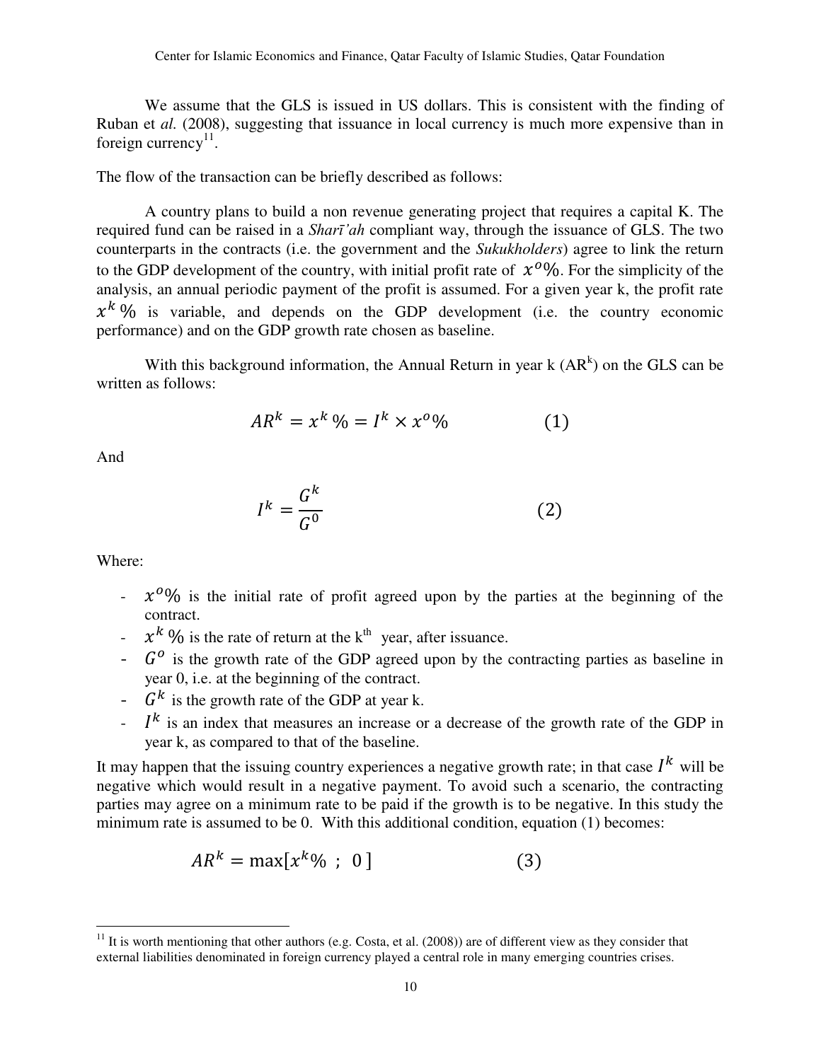We assume that the GLS is issued in US dollars. This is consistent with the finding of Ruban et *al.* (2008), suggesting that issuance in local currency is much more expensive than in foreign currency[11].

The flow of the transaction can be briefly described as follows:

A country plans to build a non revenue generating project that requires a capital K. The required fund can be raised in a *Sharī'ah* compliant way, through the issuance of GLS. The two counterparts in the contracts (i.e. the government and the *Sukukholders*) agree to link the return to the GDP development of the country, with initial profit rate of $x^{o}\%$. For the simplicity of the analysis, an annual periodic payment of the profit is assumed. For a given year k, the profit rate $x^{k}\%$ is variable, and depends on the GDP development (i.e. the country economic performance) and on the GDP growth rate chosen as baseline.

With this background information, the Annual Return in year k ($AR^{k}$) on the GLS can be written as follows:

$$AR^{k} = x^{k}\% = I^{k} \times x^{o}\% \qquad (1)$$

And

$$I^{k} = \frac{G^{k}}{G^{0}} \qquad (2)$$

Where:

- $x^{o}\%$ is the initial rate of profit agreed upon by the parties at the beginning of the contract.
- $x^{k}\%$ is the rate of return at the k[th] year, after issuance.
- $G^{o}$ is the growth rate of the GDP agreed upon by the contracting parties as baseline in year 0, i.e. at the beginning of the contract.
- $G^{k}$ is the growth rate of the GDP at year k.
- $I^{k}$ is an index that measures an increase or a decrease of the growth rate of the GDP in year k, as compared to that of the baseline.

It may happen that the issuing country experiences a negative growth rate; in that case $I^{k}$ will be negative which would result in a negative payment. To avoid such a scenario, the contracting parties may agree on a minimum rate to be paid if the growth is to be negative. In this study the minimum rate is assumed to be 0. With this additional condition, equation (1) becomes:

$$AR^{k} = \max[x^{k}\% \ ; \ 0] \qquad (3)$$

[11] It is worth mentioning that other authors (e.g. Costa, et al. (2008)) are of different view as they consider that external liabilities denominated in foreign currency played a central role in many emerging countries crises.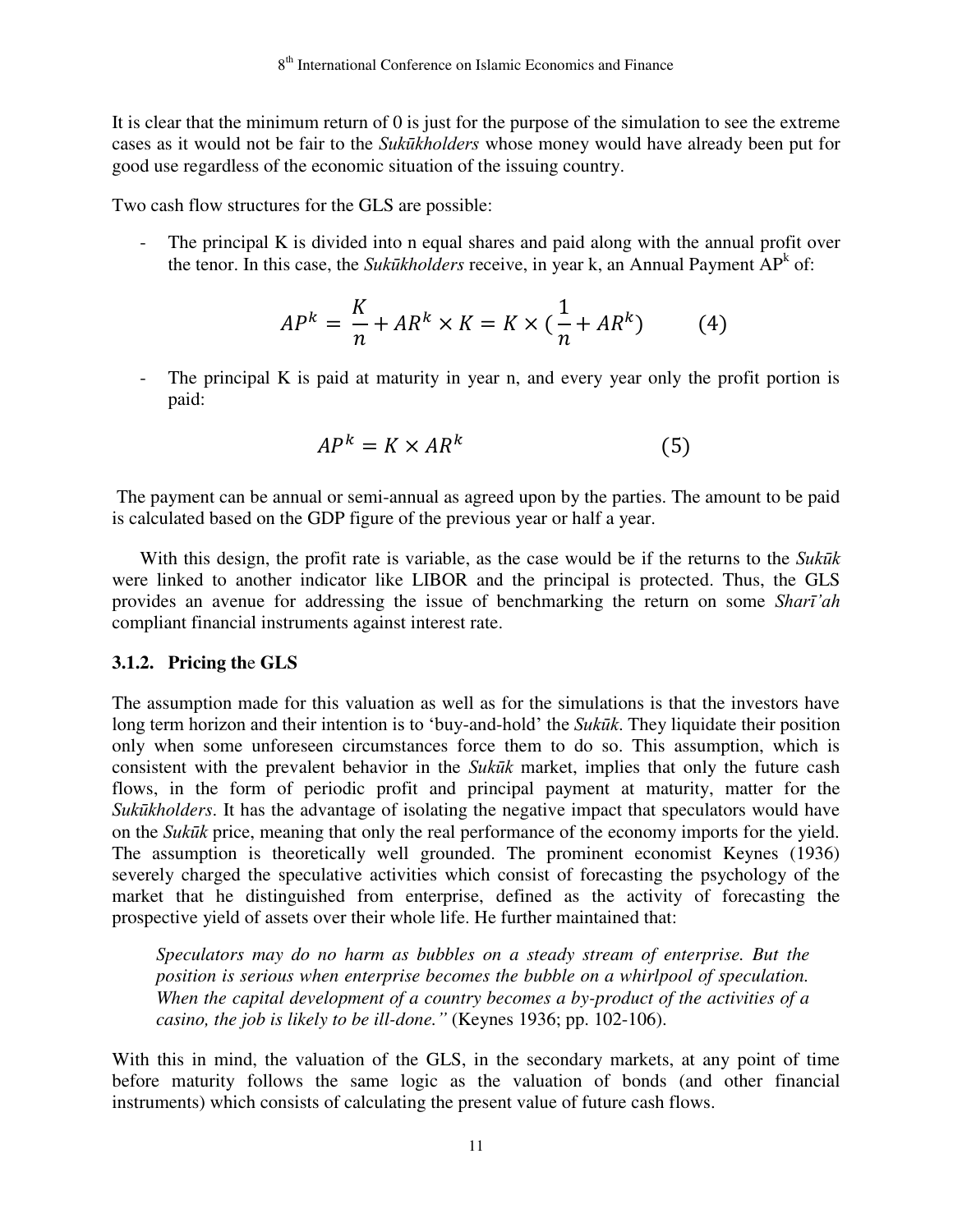It is clear that the minimum return of 0 is just for the purpose of the simulation to see the extreme cases as it would not be fair to the *Sukūkholders* whose money would have already been put for good use regardless of the economic situation of the issuing country.

Two cash flow structures for the GLS are possible:

- The principal K is divided into n equal shares and paid along with the annual profit over the tenor. In this case, the *Sukūkholders* receive, in year k, an Annual Payment $AP^k$ of:

$$AP^k = \frac{K}{n} + AR^k \times K = K \times (\frac{1}{n} + AR^k) \qquad (4)$$

- The principal K is paid at maturity in year n, and every year only the profit portion is paid:

$$AP^k = K \times AR^k \qquad (5)$$

The payment can be annual or semi-annual as agreed upon by the parties. The amount to be paid is calculated based on the GDP figure of the previous year or half a year.

With this design, the profit rate is variable, as the case would be if the returns to the *Sukūk* were linked to another indicator like LIBOR and the principal is protected. Thus, the GLS provides an avenue for addressing the issue of benchmarking the return on some *Sharī'ah* compliant financial instruments against interest rate.

### 3.1.2. Pricing the GLS

The assumption made for this valuation as well as for the simulations is that the investors have long term horizon and their intention is to 'buy-and-hold' the *Sukūk*. They liquidate their position only when some unforeseen circumstances force them to do so. This assumption, which is consistent with the prevalent behavior in the *Sukūk* market, implies that only the future cash flows, in the form of periodic profit and principal payment at maturity, matter for the *Sukūkholders*. It has the advantage of isolating the negative impact that speculators would have on the *Sukūk* price, meaning that only the real performance of the economy imports for the yield. The assumption is theoretically well grounded. The prominent economist Keynes (1936) severely charged the speculative activities which consist of forecasting the psychology of the market that he distinguished from enterprise, defined as the activity of forecasting the prospective yield of assets over their whole life. He further maintained that:

> *Speculators may do no harm as bubbles on a steady stream of enterprise. But the position is serious when enterprise becomes the bubble on a whirlpool of speculation. When the capital development of a country becomes a by-product of the activities of a casino, the job is likely to be ill-done."* (Keynes 1936; pp. 102-106).

With this in mind, the valuation of the GLS, in the secondary markets, at any point of time before maturity follows the same logic as the valuation of bonds (and other financial instruments) which consists of calculating the present value of future cash flows.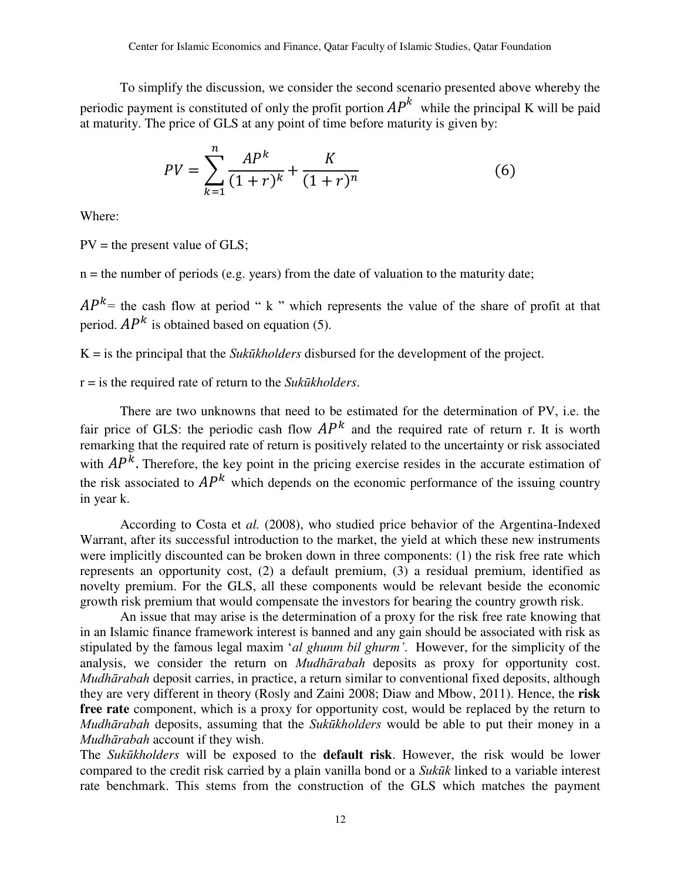To simplify the discussion, we consider the second scenario presented above whereby the periodic payment is constituted of only the profit portion $AP^k$ while the principal K will be paid at maturity. The price of GLS at any point of time before maturity is given by:

$$PV = \sum_{k=1}^{n} \frac{AP^k}{(1+r)^k} + \frac{K}{(1+r)^n} \tag{6}$$

Where:

PV = the present value of GLS;

n = the number of periods (e.g. years) from the date of valuation to the maturity date;

$AP^k$= the cash flow at period " k " which represents the value of the share of profit at that period. $AP^k$ is obtained based on equation (5).

K = is the principal that the *Sukūkholders* disbursed for the development of the project.

r = is the required rate of return to the *Sukūkholders*.

There are two unknowns that need to be estimated for the determination of PV, i.e. the fair price of GLS: the periodic cash flow $AP^k$ and the required rate of return r. It is worth remarking that the required rate of return is positively related to the uncertainty or risk associated with $AP^k$. Therefore, the key point in the pricing exercise resides in the accurate estimation of the risk associated to $AP^k$ which depends on the economic performance of the issuing country in year k.

According to Costa et *al.* (2008), who studied price behavior of the Argentina-Indexed Warrant, after its successful introduction to the market, the yield at which these new instruments were implicitly discounted can be broken down in three components: (1) the risk free rate which represents an opportunity cost, (2) a default premium, (3) a residual premium, identified as novelty premium. For the GLS, all these components would be relevant beside the economic growth risk premium that would compensate the investors for bearing the country growth risk.

An issue that may arise is the determination of a proxy for the risk free rate knowing that in an Islamic finance framework interest is banned and any gain should be associated with risk as stipulated by the famous legal maxim '*al ghunm bil ghurm'*. However, for the simplicity of the analysis, we consider the return on *Mudhārabah* deposits as proxy for opportunity cost. *Mudhārabah* deposit carries, in practice, a return similar to conventional fixed deposits, although they are very different in theory (Rosly and Zaini 2008; Diaw and Mbow, 2011). Hence, the **risk free rate** component, which is a proxy for opportunity cost, would be replaced by the return to *Mudhārabah* deposits, assuming that the *Sukūkholders* would be able to put their money in a *Mudhārabah* account if they wish.

The *Sukūkholders* will be exposed to the **default risk**. However, the risk would be lower compared to the credit risk carried by a plain vanilla bond or a *Sukūk* linked to a variable interest rate benchmark. This stems from the construction of the GLS which matches the payment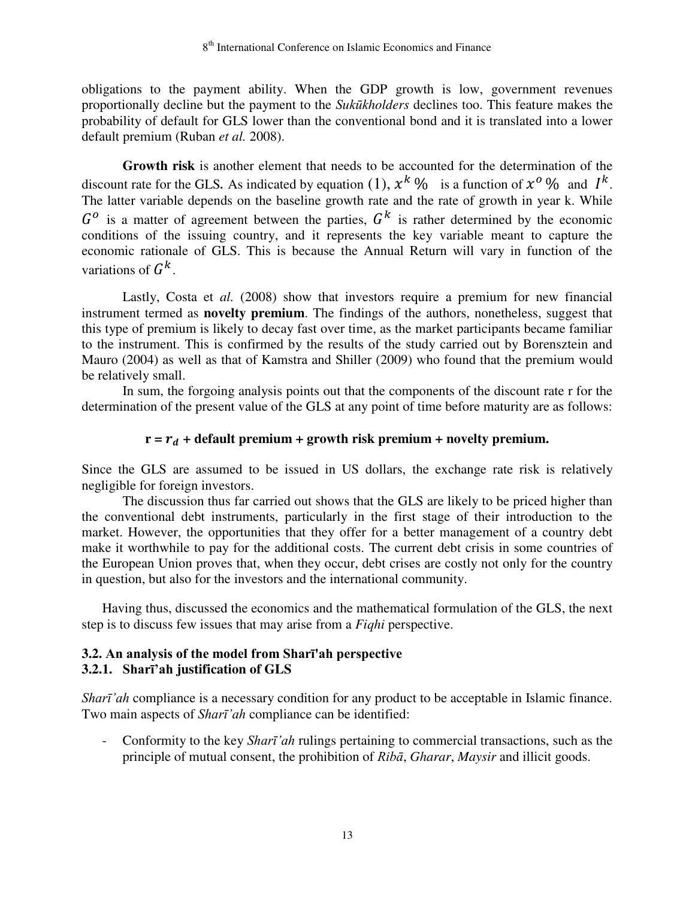obligations to the payment ability. When the GDP growth is low, government revenues proportionally decline but the payment to the *Sukūkholders* declines too. This feature makes the probability of default for GLS lower than the conventional bond and it is translated into a lower default premium (Ruban *et al.* 2008).

**Growth risk** is another element that needs to be accounted for the determination of the discount rate for the GLS. As indicated by equation (1), $x^k\%$ is a function of $x^o\%$ and $I^k$. The latter variable depends on the baseline growth rate and the rate of growth in year k. While $G^o$ is a matter of agreement between the parties, $G^k$ is rather determined by the economic conditions of the issuing country, and it represents the key variable meant to capture the economic rationale of GLS. This is because the Annual Return will vary in function of the variations of $G^k$.

Lastly, Costa et *al.* (2008) show that investors require a premium for new financial instrument termed as **novelty premium**. The findings of the authors, nonetheless, suggest that this type of premium is likely to decay fast over time, as the market participants became familiar to the instrument. This is confirmed by the results of the study carried out by Borensztein and Mauro (2004) as well as that of Kamstra and Shiller (2009) who found that the premium would be relatively small.

In sum, the forgoing analysis points out that the components of the discount rate r for the determination of the present value of the GLS at any point of time before maturity are as follows:

**r = $r_d$ + default premium + growth risk premium + novelty premium.**

Since the GLS are assumed to be issued in US dollars, the exchange rate risk is relatively negligible for foreign investors.

The discussion thus far carried out shows that the GLS are likely to be priced higher than the conventional debt instruments, particularly in the first stage of their introduction to the market. However, the opportunities that they offer for a better management of a country debt make it worthwhile to pay for the additional costs. The current debt crisis in some countries of the European Union proves that, when they occur, debt crises are costly not only for the country in question, but also for the investors and the international community.

Having thus, discussed the economics and the mathematical formulation of the GLS, the next step is to discuss few issues that may arise from a *Fiqhi* perspective.

### 3.2. An analysis of the model from Sharī'ah perspective

#### 3.2.1. Sharī'ah justification of GLS

*Sharī'ah* compliance is a necessary condition for any product to be acceptable in Islamic finance. Two main aspects of *Sharī'ah* compliance can be identified:

- Conformity to the key *Sharī'ah* rulings pertaining to commercial transactions, such as the principle of mutual consent, the prohibition of *Ribā*, *Gharar*, *Maysir* and illicit goods.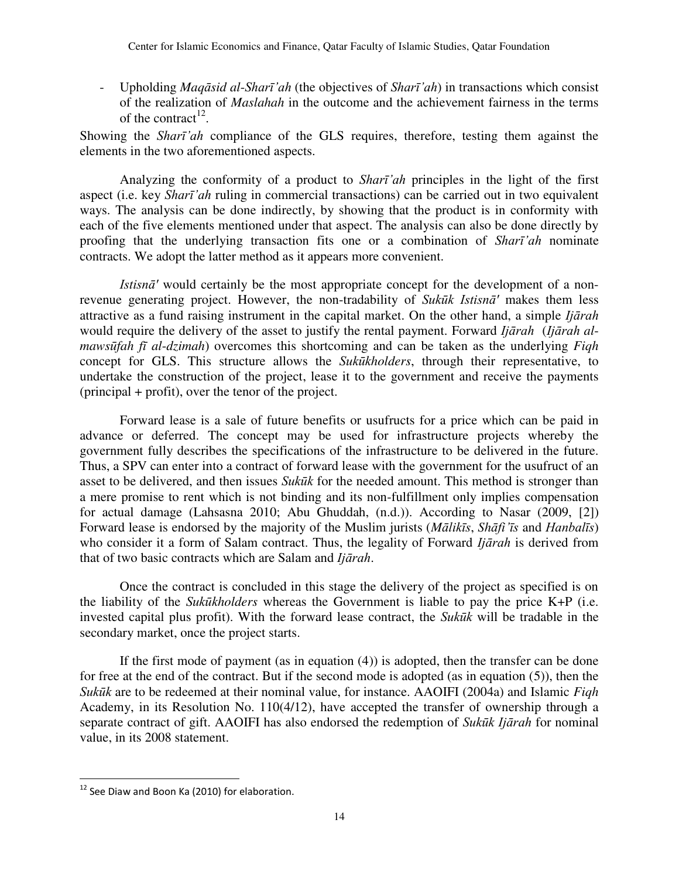- Upholding *Maqāsid al-Sharī'ah* (the objectives of *Sharī'ah*) in transactions which consist of the realization of *Maslahah* in the outcome and the achievement fairness in the terms of the contract[12].

Showing the *Sharī'ah* compliance of the GLS requires, therefore, testing them against the elements in the two aforementioned aspects.

Analyzing the conformity of a product to *Sharī'ah* principles in the light of the first aspect (i.e. key *Sharī'ah* ruling in commercial transactions) can be carried out in two equivalent ways. The analysis can be done indirectly, by showing that the product is in conformity with each of the five elements mentioned under that aspect. The analysis can also be done directly by proofing that the underlying transaction fits one or a combination of *Sharī'ah* nominate contracts. We adopt the latter method as it appears more convenient.

*Istisnā'* would certainly be the most appropriate concept for the development of a non-revenue generating project. However, the non-tradability of *Sukūk Istisnā'* makes them less attractive as a fund raising instrument in the capital market. On the other hand, a simple *Ijārah* would require the delivery of the asset to justify the rental payment. Forward *Ijārah* (*Ijārah al-mawsūfah fī al-dzimah*) overcomes this shortcoming and can be taken as the underlying *Fiqh* concept for GLS. This structure allows the *Sukūkholders*, through their representative, to undertake the construction of the project, lease it to the government and receive the payments (principal + profit), over the tenor of the project.

Forward lease is a sale of future benefits or usufructs for a price which can be paid in advance or deferred. The concept may be used for infrastructure projects whereby the government fully describes the specifications of the infrastructure to be delivered in the future. Thus, a SPV can enter into a contract of forward lease with the government for the usufruct of an asset to be delivered, and then issues *Sukūk* for the needed amount. This method is stronger than a mere promise to rent which is not binding and its non-fulfillment only implies compensation for actual damage (Lahsasna 2010; Abu Ghuddah, (n.d.)). According to Nasar (2009, [2]) Forward lease is endorsed by the majority of the Muslim jurists (*Mālikīs*, *Shāfi'īs* and *Hanbalīs*) who consider it a form of Salam contract. Thus, the legality of Forward *Ijārah* is derived from that of two basic contracts which are Salam and *Ijārah*.

Once the contract is concluded in this stage the delivery of the project as specified is on the liability of the *Sukūkholders* whereas the Government is liable to pay the price K+P (i.e. invested capital plus profit). With the forward lease contract, the *Sukūk* will be tradable in the secondary market, once the project starts.

If the first mode of payment (as in equation (4)) is adopted, then the transfer can be done for free at the end of the contract. But if the second mode is adopted (as in equation (5)), then the *Sukūk* are to be redeemed at their nominal value, for instance. AAOIFI (2004a) and Islamic *Fiqh* Academy, in its Resolution No. 110(4/12), have accepted the transfer of ownership through a separate contract of gift. AAOIFI has also endorsed the redemption of *Sukūk Ijārah* for nominal value, in its 2008 statement.

---

[12] See Diaw and Boon Ka (2010) for elaboration.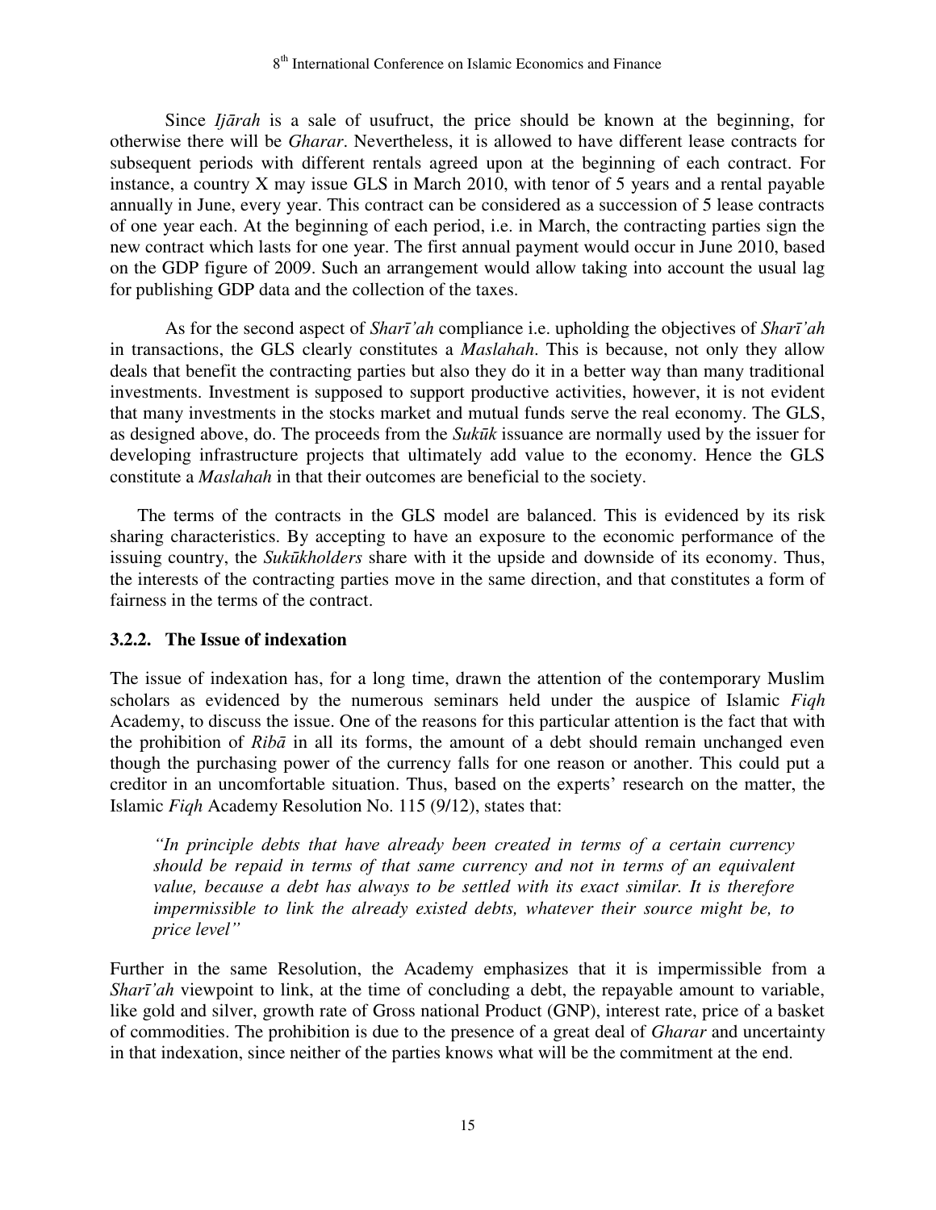Since *Ijārah* is a sale of usufruct, the price should be known at the beginning, for otherwise there will be *Gharar*. Nevertheless, it is allowed to have different lease contracts for subsequent periods with different rentals agreed upon at the beginning of each contract. For instance, a country X may issue GLS in March 2010, with tenor of 5 years and a rental payable annually in June, every year. This contract can be considered as a succession of 5 lease contracts of one year each. At the beginning of each period, i.e. in March, the contracting parties sign the new contract which lasts for one year. The first annual payment would occur in June 2010, based on the GDP figure of 2009. Such an arrangement would allow taking into account the usual lag for publishing GDP data and the collection of the taxes.

As for the second aspect of *Sharī'ah* compliance i.e. upholding the objectives of *Sharī'ah* in transactions, the GLS clearly constitutes a *Maslahah*. This is because, not only they allow deals that benefit the contracting parties but also they do it in a better way than many traditional investments. Investment is supposed to support productive activities, however, it is not evident that many investments in the stocks market and mutual funds serve the real economy. The GLS, as designed above, do. The proceeds from the *Sukūk* issuance are normally used by the issuer for developing infrastructure projects that ultimately add value to the economy. Hence the GLS constitute a *Maslahah* in that their outcomes are beneficial to the society.

The terms of the contracts in the GLS model are balanced. This is evidenced by its risk sharing characteristics. By accepting to have an exposure to the economic performance of the issuing country, the *Sukūkholders* share with it the upside and downside of its economy. Thus, the interests of the contracting parties move in the same direction, and that constitutes a form of fairness in the terms of the contract.

### 3.2.2. The Issue of indexation

The issue of indexation has, for a long time, drawn the attention of the contemporary Muslim scholars as evidenced by the numerous seminars held under the auspice of Islamic *Fiqh* Academy, to discuss the issue. One of the reasons for this particular attention is the fact that with the prohibition of *Ribā* in all its forms, the amount of a debt should remain unchanged even though the purchasing power of the currency falls for one reason or another. This could put a creditor in an uncomfortable situation. Thus, based on the experts' research on the matter, the Islamic *Fiqh* Academy Resolution No. 115 (9/12), states that:

> *"In principle debts that have already been created in terms of a certain currency should be repaid in terms of that same currency and not in terms of an equivalent value, because a debt has always to be settled with its exact similar. It is therefore impermissible to link the already existed debts, whatever their source might be, to price level"*

Further in the same Resolution, the Academy emphasizes that it is impermissible from a *Sharī'ah* viewpoint to link, at the time of concluding a debt, the repayable amount to variable, like gold and silver, growth rate of Gross national Product (GNP), interest rate, price of a basket of commodities. The prohibition is due to the presence of a great deal of *Gharar* and uncertainty in that indexation, since neither of the parties knows what will be the commitment at the end.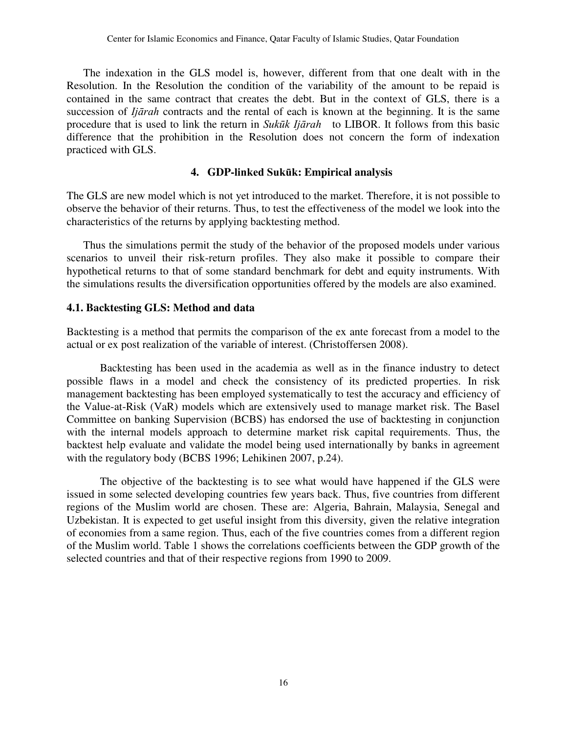The indexation in the GLS model is, however, different from that one dealt with in the Resolution. In the Resolution the condition of the variability of the amount to be repaid is contained in the same contract that creates the debt. But in the context of GLS, there is a succession of *Ijārah* contracts and the rental of each is known at the beginning. It is the same procedure that is used to link the return in *Sukūk Ijārah* to LIBOR. It follows from this basic difference that the prohibition in the Resolution does not concern the form of indexation practiced with GLS.

## 4. GDP-linked Sukūk: Empirical analysis

The GLS are new model which is not yet introduced to the market. Therefore, it is not possible to observe the behavior of their returns. Thus, to test the effectiveness of the model we look into the characteristics of the returns by applying backtesting method.

Thus the simulations permit the study of the behavior of the proposed models under various scenarios to unveil their risk-return profiles. They also make it possible to compare their hypothetical returns to that of some standard benchmark for debt and equity instruments. With the simulations results the diversification opportunities offered by the models are also examined.

### 4.1. Backtesting GLS: Method and data

Backtesting is a method that permits the comparison of the ex ante forecast from a model to the actual or ex post realization of the variable of interest. (Christoffersen 2008).

Backtesting has been used in the academia as well as in the finance industry to detect possible flaws in a model and check the consistency of its predicted properties. In risk management backtesting has been employed systematically to test the accuracy and efficiency of the Value-at-Risk (VaR) models which are extensively used to manage market risk. The Basel Committee on banking Supervision (BCBS) has endorsed the use of backtesting in conjunction with the internal models approach to determine market risk capital requirements. Thus, the backtest help evaluate and validate the model being used internationally by banks in agreement with the regulatory body (BCBS 1996; Lehikinen 2007, p.24).

The objective of the backtesting is to see what would have happened if the GLS were issued in some selected developing countries few years back. Thus, five countries from different regions of the Muslim world are chosen. These are: Algeria, Bahrain, Malaysia, Senegal and Uzbekistan. It is expected to get useful insight from this diversity, given the relative integration of economies from a same region. Thus, each of the five countries comes from a different region of the Muslim world. Table 1 shows the correlations coefficients between the GDP growth of the selected countries and that of their respective regions from 1990 to 2009.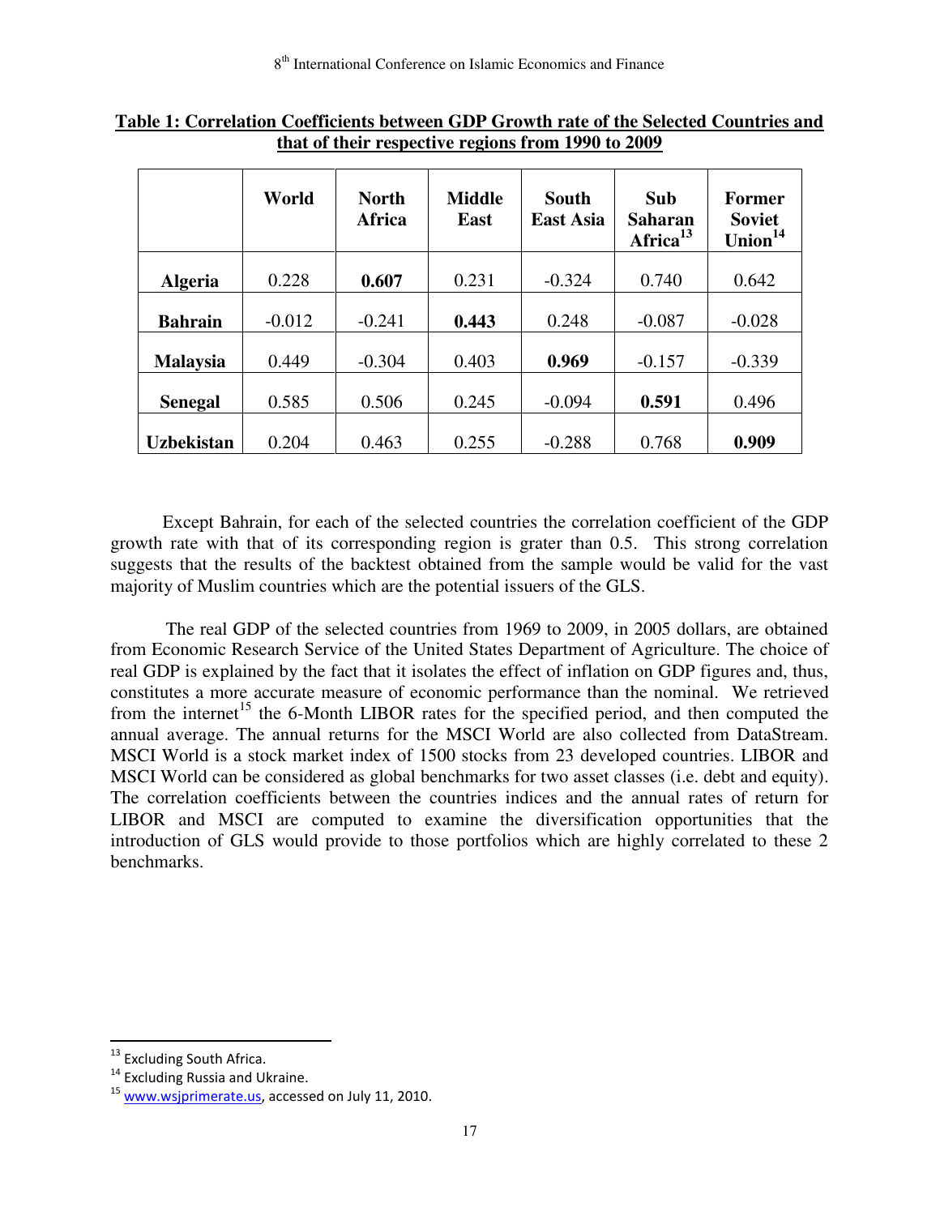**Table 1: Correlation Coefficients between GDP Growth rate of the Selected Countries and that of their respective regions from 1990 to 2009**

| | World | North Africa | Middle East | South East Asia | Sub Saharan Africa[13] | Former Soviet Union[14] |
|---|---|---|---|---|---|---|
| **Algeria** | 0.228 | **0.607** | 0.231 | -0.324 | 0.740 | 0.642 |
| **Bahrain** | -0.012 | -0.241 | **0.443** | 0.248 | -0.087 | -0.028 |
| **Malaysia** | 0.449 | -0.304 | 0.403 | **0.969** | -0.157 | -0.339 |
| **Senegal** | 0.585 | 0.506 | 0.245 | -0.094 | **0.591** | 0.496 |
| **Uzbekistan** | 0.204 | 0.463 | 0.255 | -0.288 | 0.768 | **0.909** |

Except Bahrain, for each of the selected countries the correlation coefficient of the GDP growth rate with that of its corresponding region is grater than 0.5. This strong correlation suggests that the results of the backtest obtained from the sample would be valid for the vast majority of Muslim countries which are the potential issuers of the GLS.

The real GDP of the selected countries from 1969 to 2009, in 2005 dollars, are obtained from Economic Research Service of the United States Department of Agriculture. The choice of real GDP is explained by the fact that it isolates the effect of inflation on GDP figures and, thus, constitutes a more accurate measure of economic performance than the nominal. We retrieved from the internet[15] the 6-Month LIBOR rates for the specified period, and then computed the annual average. The annual returns for the MSCI World are also collected from DataStream. MSCI World is a stock market index of 1500 stocks from 23 developed countries. LIBOR and MSCI World can be considered as global benchmarks for two asset classes (i.e. debt and equity). The correlation coefficients between the countries indices and the annual rates of return for LIBOR and MSCI are computed to examine the diversification opportunities that the introduction of GLS would provide to those portfolios which are highly correlated to these 2 benchmarks.

---

[13] Excluding South Africa.

[14] Excluding Russia and Ukraine.

[15] www.wsjprimerate.us, accessed on July 11, 2010.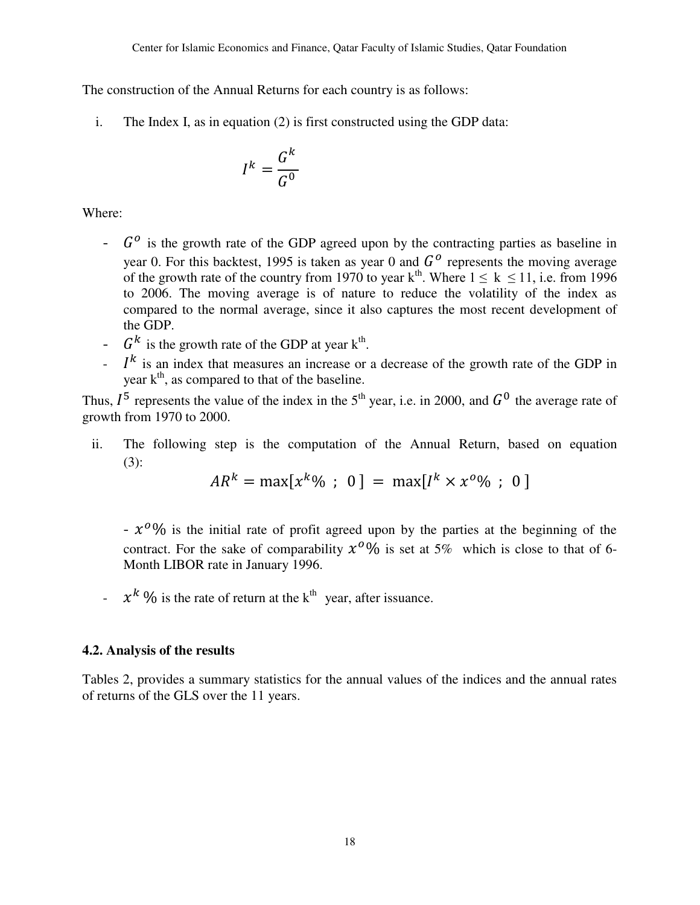The construction of the Annual Returns for each country is as follows:

i. The Index I, as in equation (2) is first constructed using the GDP data:

$$I^k = \frac{G^k}{G^0}$$

Where:

- $G^o$ is the growth rate of the GDP agreed upon by the contracting parties as baseline in year 0. For this backtest, 1995 is taken as year 0 and $G^o$ represents the moving average of the growth rate of the country from 1970 to year k[th]. Where $1 \leq k \leq 11$, i.e. from 1996 to 2006. The moving average is of nature to reduce the volatility of the index as compared to the normal average, since it also captures the most recent development of the GDP.
- $G^k$ is the growth rate of the GDP at year k[th].
- $I^k$ is an index that measures an increase or a decrease of the growth rate of the GDP in year k[th], as compared to that of the baseline.

Thus, $I^5$ represents the value of the index in the 5[th] year, i.e. in 2000, and $G^0$ the average rate of growth from 1970 to 2000.

ii. The following step is the computation of the Annual Return, based on equation (3):

$$AR^k = \max[x^k\% \ ; \ 0\,] \ = \ \max[I^k \times x^o\% \ ; \ 0\,]$$

- $x^o\%$ is the initial rate of profit agreed upon by the parties at the beginning of the contract. For the sake of comparability $x^o\%$ is set at 5% which is close to that of 6-Month LIBOR rate in January 1996.

- $x^k\%$ is the rate of return at the k[th] year, after issuance.

### 4.2. Analysis of the results

Tables 2, provides a summary statistics for the annual values of the indices and the annual rates of returns of the GLS over the 11 years.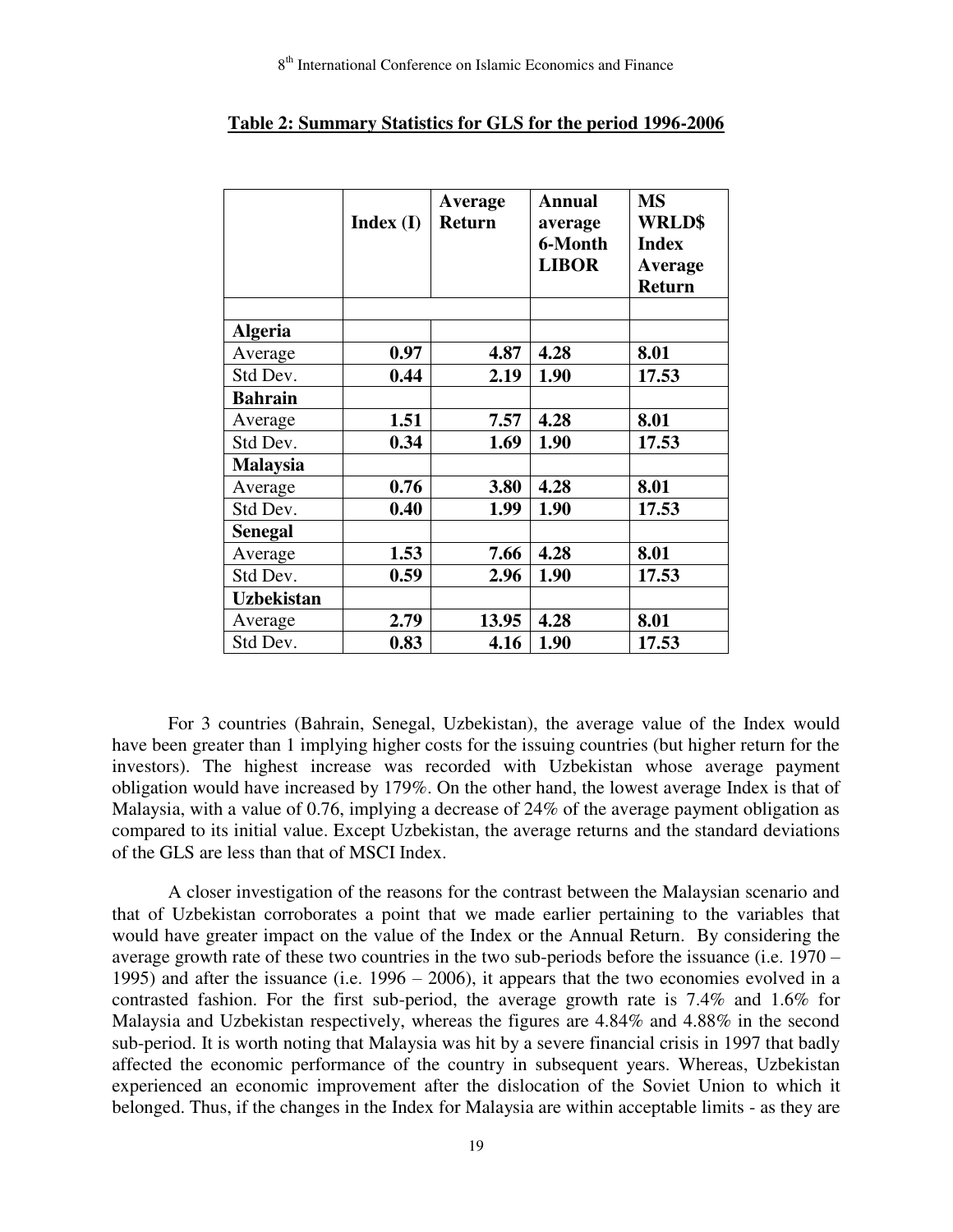**Table 2: Summary Statistics for GLS for the period 1996-2006**

| | Index (I) | Average Return | Annual average 6-Month LIBOR | MS WRLD$ Index Average Return |
|---|---|---|---|---|
| | | | | |
| **Algeria** | | | | |
| Average | **0.97** | **4.87** | **4.28** | **8.01** |
| Std Dev. | **0.44** | **2.19** | **1.90** | **17.53** |
| **Bahrain** | | | | |
| Average | **1.51** | **7.57** | **4.28** | **8.01** |
| Std Dev. | **0.34** | **1.69** | **1.90** | **17.53** |
| **Malaysia** | | | | |
| Average | **0.76** | **3.80** | **4.28** | **8.01** |
| Std Dev. | **0.40** | **1.99** | **1.90** | **17.53** |
| **Senegal** | | | | |
| Average | **1.53** | **7.66** | **4.28** | **8.01** |
| Std Dev. | **0.59** | **2.96** | **1.90** | **17.53** |
| **Uzbekistan** | | | | |
| Average | **2.79** | **13.95** | **4.28** | **8.01** |
| Std Dev. | **0.83** | **4.16** | **1.90** | **17.53** |

For 3 countries (Bahrain, Senegal, Uzbekistan), the average value of the Index would have been greater than 1 implying higher costs for the issuing countries (but higher return for the investors). The highest increase was recorded with Uzbekistan whose average payment obligation would have increased by 179%. On the other hand, the lowest average Index is that of Malaysia, with a value of 0.76, implying a decrease of 24% of the average payment obligation as compared to its initial value. Except Uzbekistan, the average returns and the standard deviations of the GLS are less than that of MSCI Index.

A closer investigation of the reasons for the contrast between the Malaysian scenario and that of Uzbekistan corroborates a point that we made earlier pertaining to the variables that would have greater impact on the value of the Index or the Annual Return. By considering the average growth rate of these two countries in the two sub-periods before the issuance (i.e. 1970 – 1995) and after the issuance (i.e. 1996 – 2006), it appears that the two economies evolved in a contrasted fashion. For the first sub-period, the average growth rate is 7.4% and 1.6% for Malaysia and Uzbekistan respectively, whereas the figures are 4.84% and 4.88% in the second sub-period. It is worth noting that Malaysia was hit by a severe financial crisis in 1997 that badly affected the economic performance of the country in subsequent years. Whereas, Uzbekistan experienced an economic improvement after the dislocation of the Soviet Union to which it belonged. Thus, if the changes in the Index for Malaysia are within acceptable limits - as they are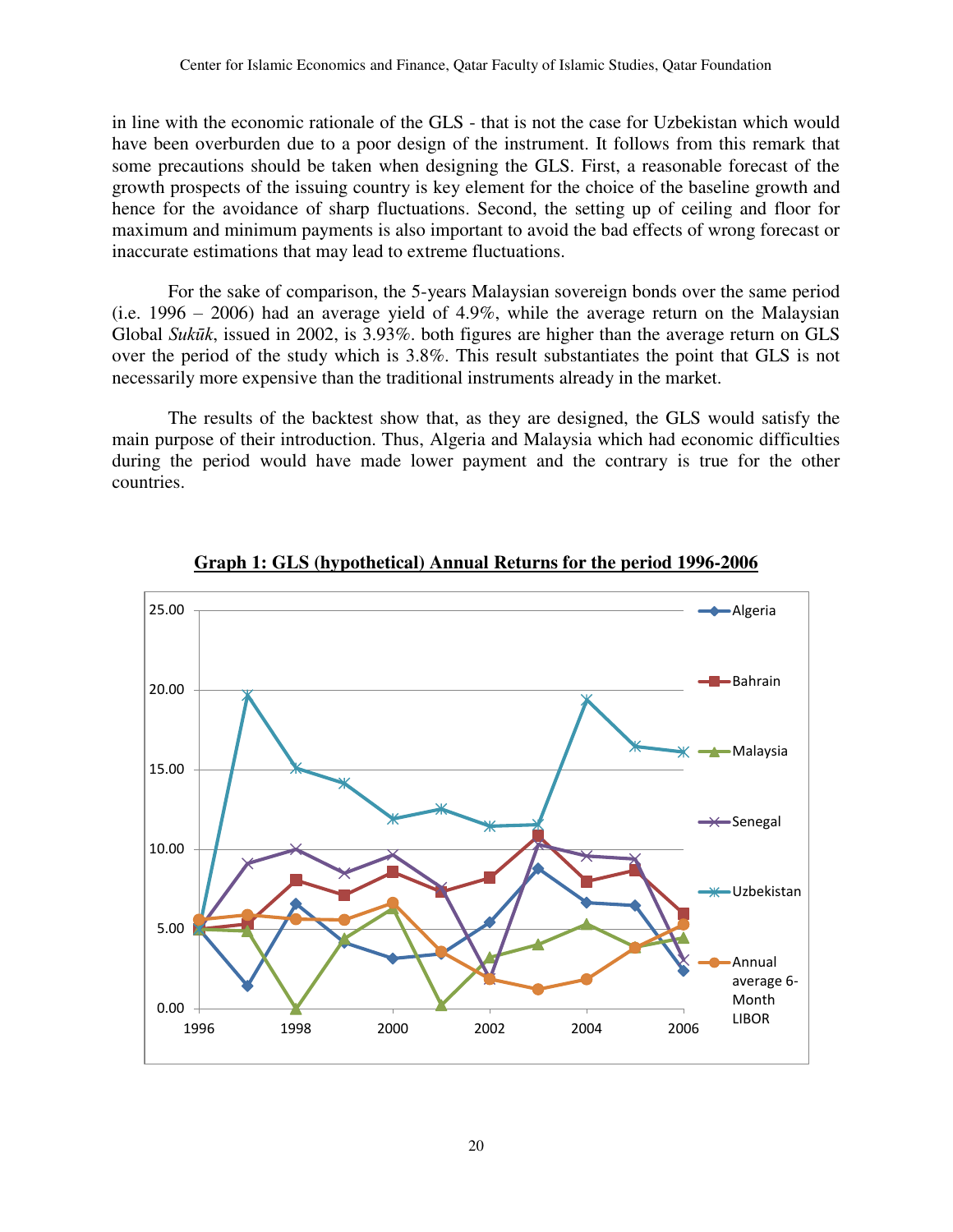in line with the economic rationale of the GLS - that is not the case for Uzbekistan which would have been overburden due to a poor design of the instrument. It follows from this remark that some precautions should be taken when designing the GLS. First, a reasonable forecast of the growth prospects of the issuing country is key element for the choice of the baseline growth and hence for the avoidance of sharp fluctuations. Second, the setting up of ceiling and floor for maximum and minimum payments is also important to avoid the bad effects of wrong forecast or inaccurate estimations that may lead to extreme fluctuations.

For the sake of comparison, the 5-years Malaysian sovereign bonds over the same period (i.e. 1996 – 2006) had an average yield of 4.9%, while the average return on the Malaysian Global *Sukūk*, issued in 2002, is 3.93%. both figures are higher than the average return on GLS over the period of the study which is 3.8%. This result substantiates the point that GLS is not necessarily more expensive than the traditional instruments already in the market.

The results of the backtest show that, as they are designed, the GLS would satisfy the main purpose of their introduction. Thus, Algeria and Malaysia which had economic difficulties during the period would have made lower payment and the contrary is true for the other countries.

**Graph 1: GLS (hypothetical) Annual Returns for the period 1996-2006**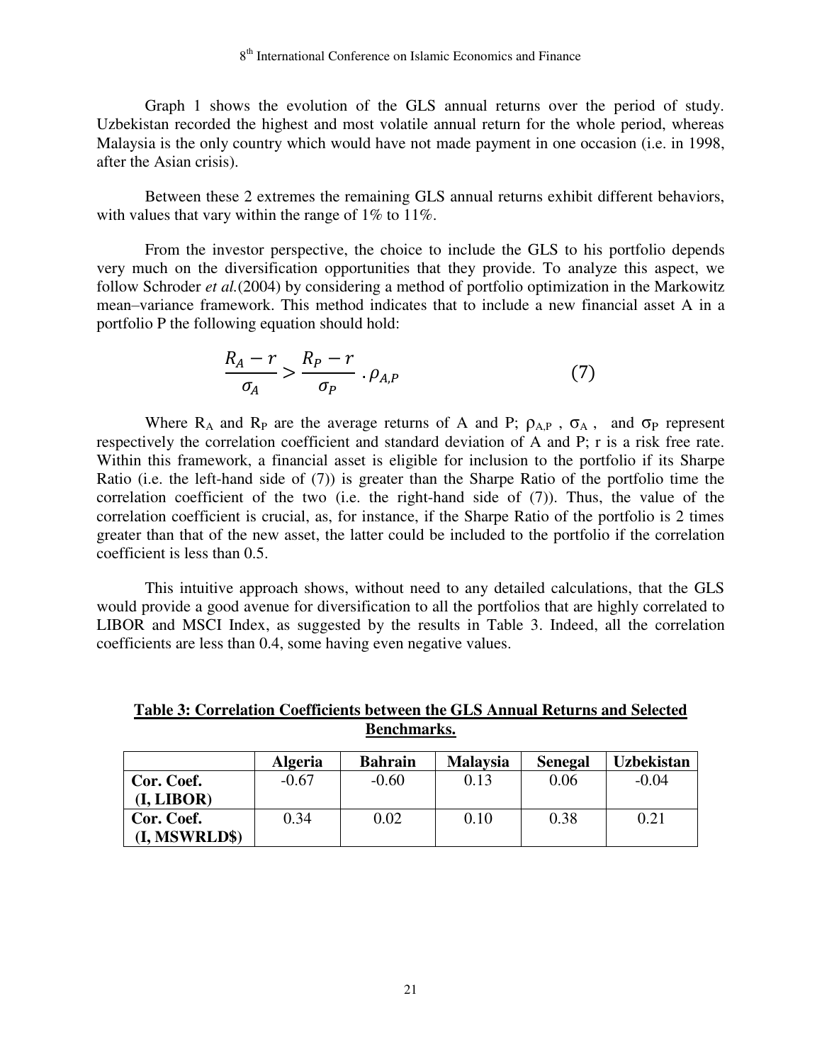Graph 1 shows the evolution of the GLS annual returns over the period of study. Uzbekistan recorded the highest and most volatile annual return for the whole period, whereas Malaysia is the only country which would have not made payment in one occasion (i.e. in 1998, after the Asian crisis).

Between these 2 extremes the remaining GLS annual returns exhibit different behaviors, with values that vary within the range of 1% to 11%.

From the investor perspective, the choice to include the GLS to his portfolio depends very much on the diversification opportunities that they provide. To analyze this aspect, we follow Schroder *et al.*(2004) by considering a method of portfolio optimization in the Markowitz mean–variance framework. This method indicates that to include a new financial asset A in a portfolio P the following equation should hold:

$$\frac{R_A - r}{\sigma_A} > \frac{R_P - r}{\sigma_P} \cdot \rho_{A,P} \qquad (7)$$

Where $R_A$ and $R_P$ are the average returns of A and P; $\rho_{A,P}$ , $\sigma_A$ , and $\sigma_P$ represent respectively the correlation coefficient and standard deviation of A and P; r is a risk free rate. Within this framework, a financial asset is eligible for inclusion to the portfolio if its Sharpe Ratio (i.e. the left-hand side of (7)) is greater than the Sharpe Ratio of the portfolio time the correlation coefficient of the two (i.e. the right-hand side of (7)). Thus, the value of the correlation coefficient is crucial, as, for instance, if the Sharpe Ratio of the portfolio is 2 times greater than that of the new asset, the latter could be included to the portfolio if the correlation coefficient is less than 0.5.

This intuitive approach shows, without need to any detailed calculations, that the GLS would provide a good avenue for diversification to all the portfolios that are highly correlated to LIBOR and MSCI Index, as suggested by the results in Table 3. Indeed, all the correlation coefficients are less than 0.4, some having even negative values.

**Table 3: Correlation Coefficients between the GLS Annual Returns and Selected Benchmarks.**

| | Algeria | Bahrain | Malaysia | Senegal | Uzbekistan |
|---|---|---|---|---|---|
| **Cor. Coef. (I, LIBOR)** | -0.67 | -0.60 | 0.13 | 0.06 | -0.04 |
| **Cor. Coef. (I, MSWRLD$)** | 0.34 | 0.02 | 0.10 | 0.38 | 0.21 |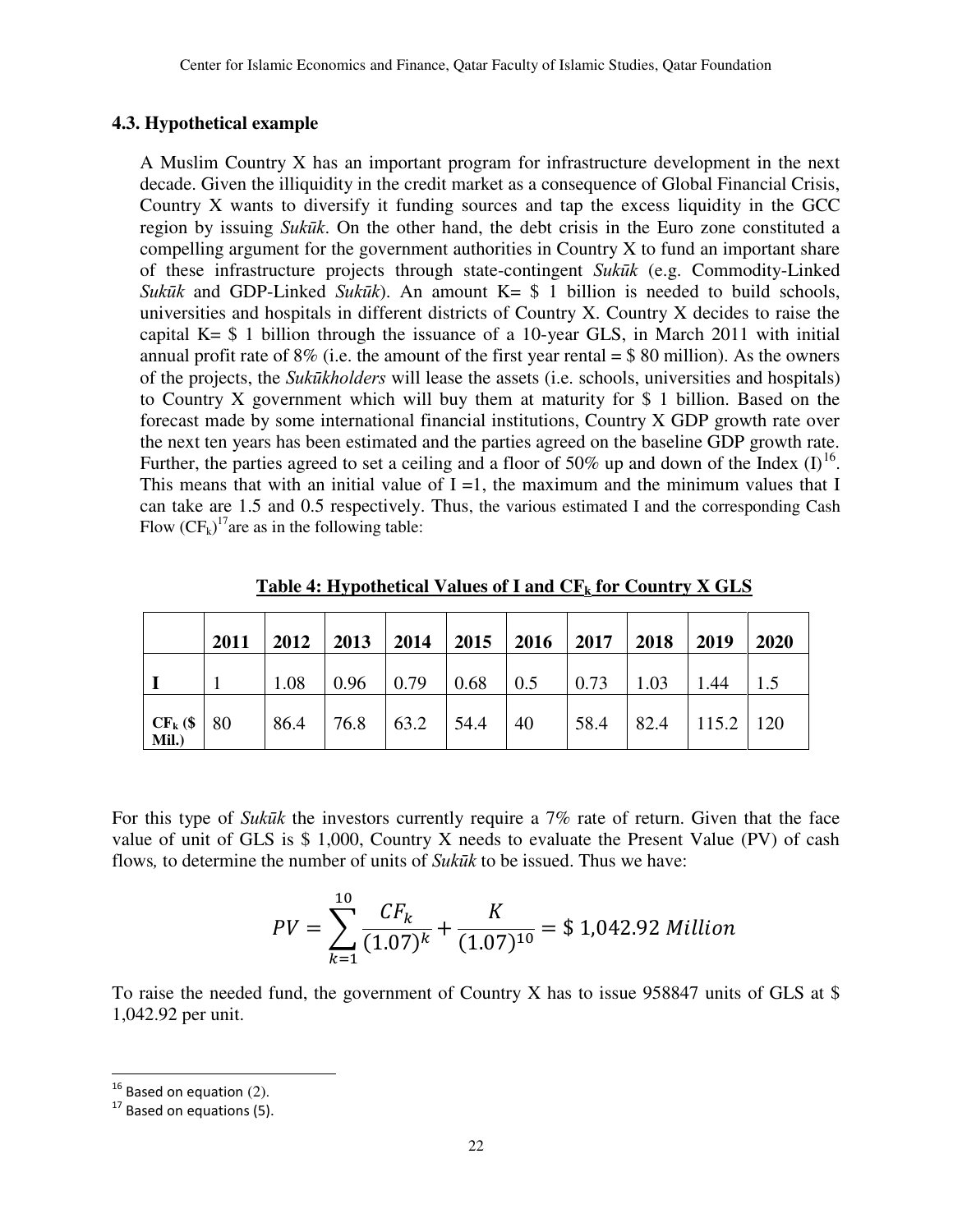### 4.3. Hypothetical example

A Muslim Country X has an important program for infrastructure development in the next decade. Given the illiquidity in the credit market as a consequence of Global Financial Crisis, Country X wants to diversify it funding sources and tap the excess liquidity in the GCC region by issuing *Sukūk*. On the other hand, the debt crisis in the Euro zone constituted a compelling argument for the government authorities in Country X to fund an important share of these infrastructure projects through state-contingent *Sukūk* (e.g. Commodity-Linked *Sukūk* and GDP-Linked *Sukūk*). An amount K= $ 1 billion is needed to build schools, universities and hospitals in different districts of Country X. Country X decides to raise the capital K= $ 1 billion through the issuance of a 10-year GLS, in March 2011 with initial annual profit rate of 8% (i.e. the amount of the first year rental = $ 80 million). As the owners of the projects, the *Sukūkholders* will lease the assets (i.e. schools, universities and hospitals) to Country X government which will buy them at maturity for $ 1 billion. Based on the forecast made by some international financial institutions, Country X GDP growth rate over the next ten years has been estimated and the parties agreed on the baseline GDP growth rate. Further, the parties agreed to set a ceiling and a floor of 50% up and down of the Index (I)[16]. This means that with an initial value of I =1, the maximum and the minimum values that I can take are 1.5 and 0.5 respectively. Thus, the various estimated I and the corresponding Cash Flow ($CF_k$)[17] are as in the following table:

**Table 4: Hypothetical Values of I and $CF_k$ for Country X GLS**

| | 2011 | 2012 | 2013 | 2014 | 2015 | 2016 | 2017 | 2018 | 2019 | 2020 |
|---|---|---|---|---|---|---|---|---|---|---|
| **I** | 1 | 1.08 | 0.96 | 0.79 | 0.68 | 0.5 | 0.73 | 1.03 | 1.44 | 1.5 |
| **$CF_k$ ($ Mil.)** | 80 | 86.4 | 76.8 | 63.2 | 54.4 | 40 | 58.4 | 82.4 | 115.2 | 120 |

For this type of *Sukūk* the investors currently require a 7% rate of return. Given that the face value of unit of GLS is $ 1,000, Country X needs to evaluate the Present Value (PV) of cash flows, to determine the number of units of *Sukūk* to be issued. Thus we have:

$$PV = \sum_{k=1}^{10} \frac{CF_k}{(1.07)^k} + \frac{K}{(1.07)^{10}} = \$\ 1{,}042.92\ Million$$

To raise the needed fund, the government of Country X has to issue 958847 units of GLS at $ 1,042.92 per unit.

---

[16] Based on equation (2).

[17] Based on equations (5).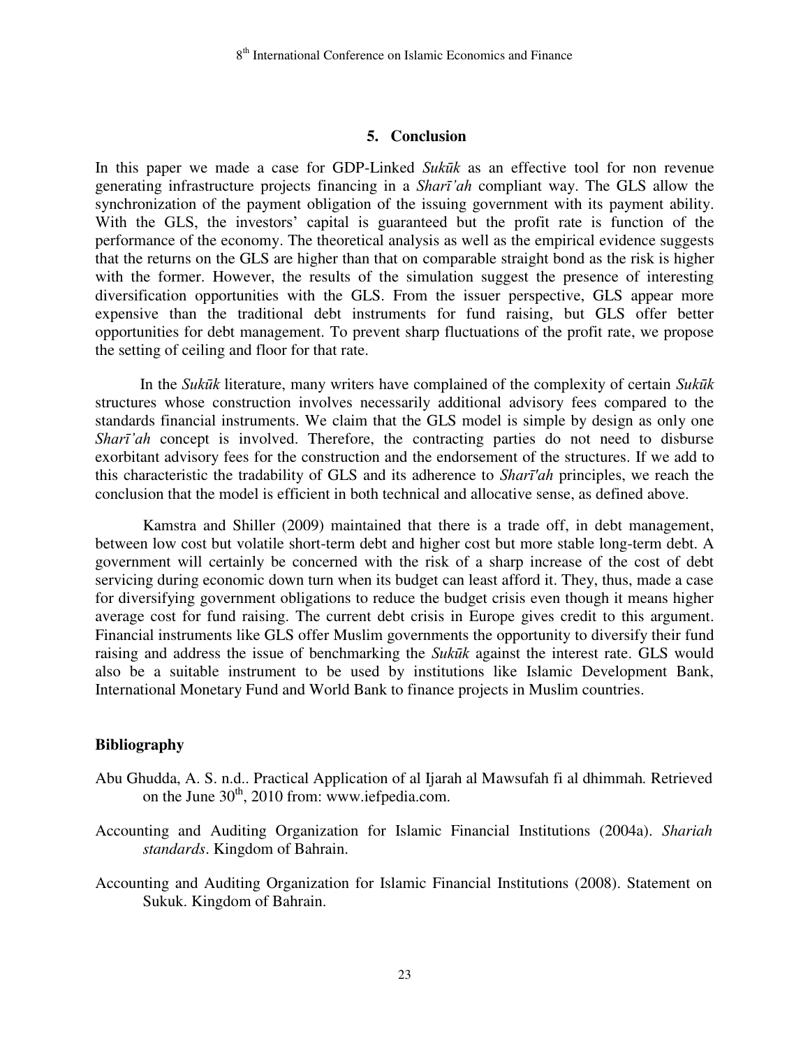## 5. Conclusion

In this paper we made a case for GDP-Linked *Sukūk* as an effective tool for non revenue generating infrastructure projects financing in a *Sharī'ah* compliant way. The GLS allow the synchronization of the payment obligation of the issuing government with its payment ability. With the GLS, the investors' capital is guaranteed but the profit rate is function of the performance of the economy. The theoretical analysis as well as the empirical evidence suggests that the returns on the GLS are higher than that on comparable straight bond as the risk is higher with the former. However, the results of the simulation suggest the presence of interesting diversification opportunities with the GLS. From the issuer perspective, GLS appear more expensive than the traditional debt instruments for fund raising, but GLS offer better opportunities for debt management. To prevent sharp fluctuations of the profit rate, we propose the setting of ceiling and floor for that rate.

In the *Sukūk* literature, many writers have complained of the complexity of certain *Sukūk* structures whose construction involves necessarily additional advisory fees compared to the standards financial instruments. We claim that the GLS model is simple by design as only one *Sharī'ah* concept is involved. Therefore, the contracting parties do not need to disburse exorbitant advisory fees for the construction and the endorsement of the structures. If we add to this characteristic the tradability of GLS and its adherence to *Sharī'ah* principles, we reach the conclusion that the model is efficient in both technical and allocative sense, as defined above.

Kamstra and Shiller (2009) maintained that there is a trade off, in debt management, between low cost but volatile short-term debt and higher cost but more stable long-term debt. A government will certainly be concerned with the risk of a sharp increase of the cost of debt servicing during economic down turn when its budget can least afford it. They, thus, made a case for diversifying government obligations to reduce the budget crisis even though it means higher average cost for fund raising. The current debt crisis in Europe gives credit to this argument. Financial instruments like GLS offer Muslim governments the opportunity to diversify their fund raising and address the issue of benchmarking the *Sukūk* against the interest rate. GLS would also be a suitable instrument to be used by institutions like Islamic Development Bank, International Monetary Fund and World Bank to finance projects in Muslim countries.

## Bibliography

Abu Ghudda, A. S. n.d.. Practical Application of al Ijarah al Mawsufah fi al dhimmah*.* Retrieved on the June 30th, 2010 from: www.iefpedia.com.

Accounting and Auditing Organization for Islamic Financial Institutions (2004a). *Shariah standards*. Kingdom of Bahrain.

Accounting and Auditing Organization for Islamic Financial Institutions (2008). Statement on Sukuk. Kingdom of Bahrain.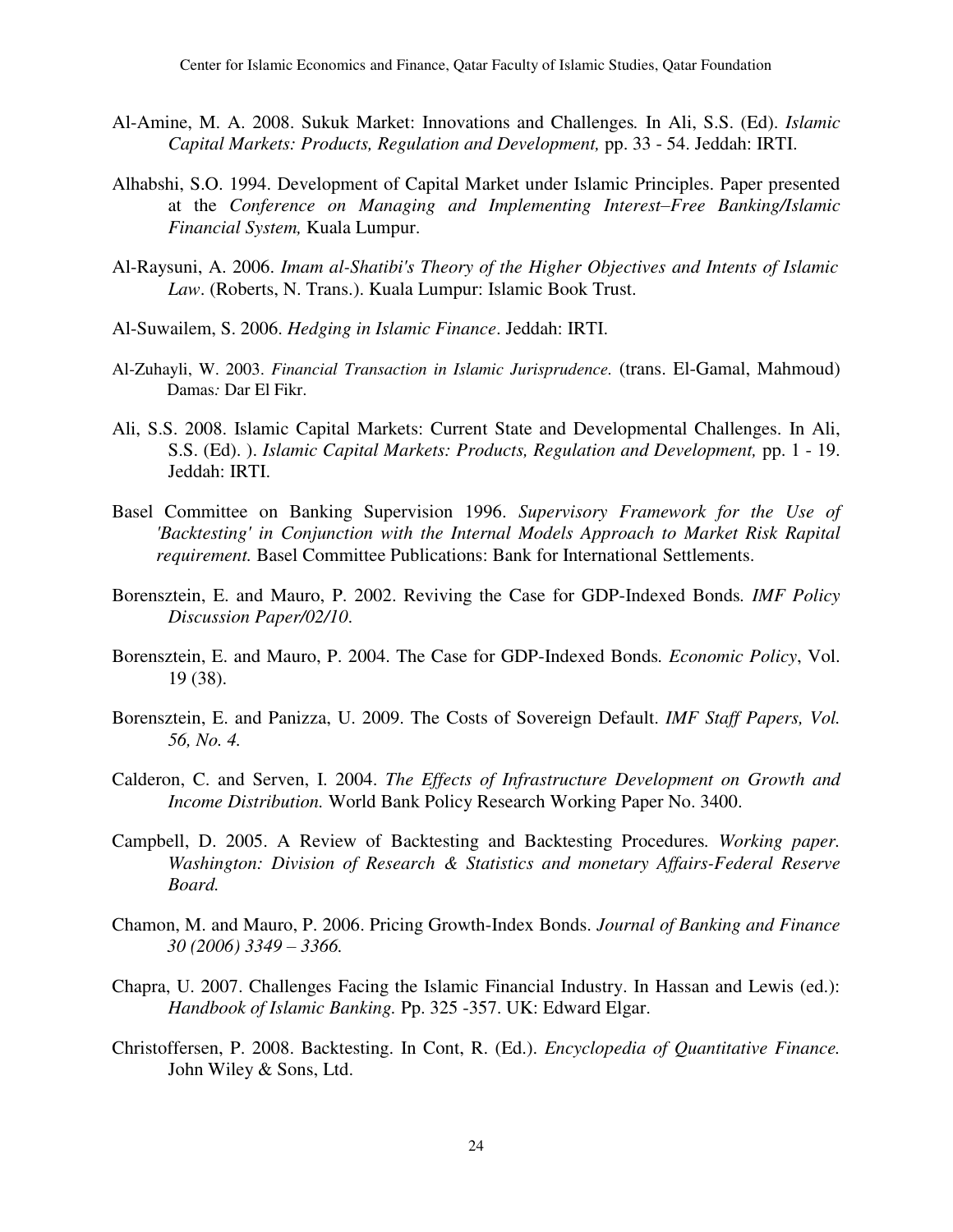Al-Amine, M. A. 2008. Sukuk Market: Innovations and Challenges. In Ali, S.S. (Ed). *Islamic Capital Markets: Products, Regulation and Development,* pp. 33 - 54. Jeddah: IRTI.

Alhabshi, S.O. 1994. Development of Capital Market under Islamic Principles. Paper presented at the *Conference on Managing and Implementing Interest–Free Banking/Islamic Financial System,* Kuala Lumpur.

Al-Raysuni, A. 2006. *Imam al-Shatibi's Theory of the Higher Objectives and Intents of Islamic Law*. (Roberts, N. Trans.). Kuala Lumpur: Islamic Book Trust.

Al-Suwailem, S. 2006. *Hedging in Islamic Finance*. Jeddah: IRTI.

Al-Zuhayli, W. 2003. *Financial Transaction in Islamic Jurisprudence.* (trans. El-Gamal, Mahmoud) Damas*:* Dar El Fikr.

Ali, S.S. 2008. Islamic Capital Markets: Current State and Developmental Challenges. In Ali, S.S. (Ed). ). *Islamic Capital Markets: Products, Regulation and Development,* pp. 1 - 19. Jeddah: IRTI.

Basel Committee on Banking Supervision 1996. *Supervisory Framework for the Use of 'Backtesting' in Conjunction with the Internal Models Approach to Market Risk Rapital requirement.* Basel Committee Publications: Bank for International Settlements.

Borensztein, E. and Mauro, P. 2002. Reviving the Case for GDP-Indexed Bonds*. IMF Policy Discussion Paper/02/10*.

Borensztein, E. and Mauro, P. 2004. The Case for GDP-Indexed Bonds*. Economic Policy*, Vol. 19 (38).

Borensztein, E. and Panizza, U. 2009. The Costs of Sovereign Default. *IMF Staff Papers, Vol. 56, No. 4.*

Calderon, C. and Serven, I. 2004. *The Effects of Infrastructure Development on Growth and Income Distribution.* World Bank Policy Research Working Paper No. 3400.

Campbell, D. 2005. A Review of Backtesting and Backtesting Procedures*. Working paper. Washington: Division of Research & Statistics and monetary Affairs-Federal Reserve Board.*

Chamon, M. and Mauro, P. 2006. Pricing Growth-Index Bonds. *Journal of Banking and Finance 30 (2006) 3349 – 3366.*

Chapra, U. 2007. Challenges Facing the Islamic Financial Industry. In Hassan and Lewis (ed.): *Handbook of Islamic Banking.* Pp. 325 -357. UK: Edward Elgar.

Christoffersen, P. 2008. Backtesting. In Cont, R. (Ed.). *Encyclopedia of Quantitative Finance.* John Wiley & Sons, Ltd.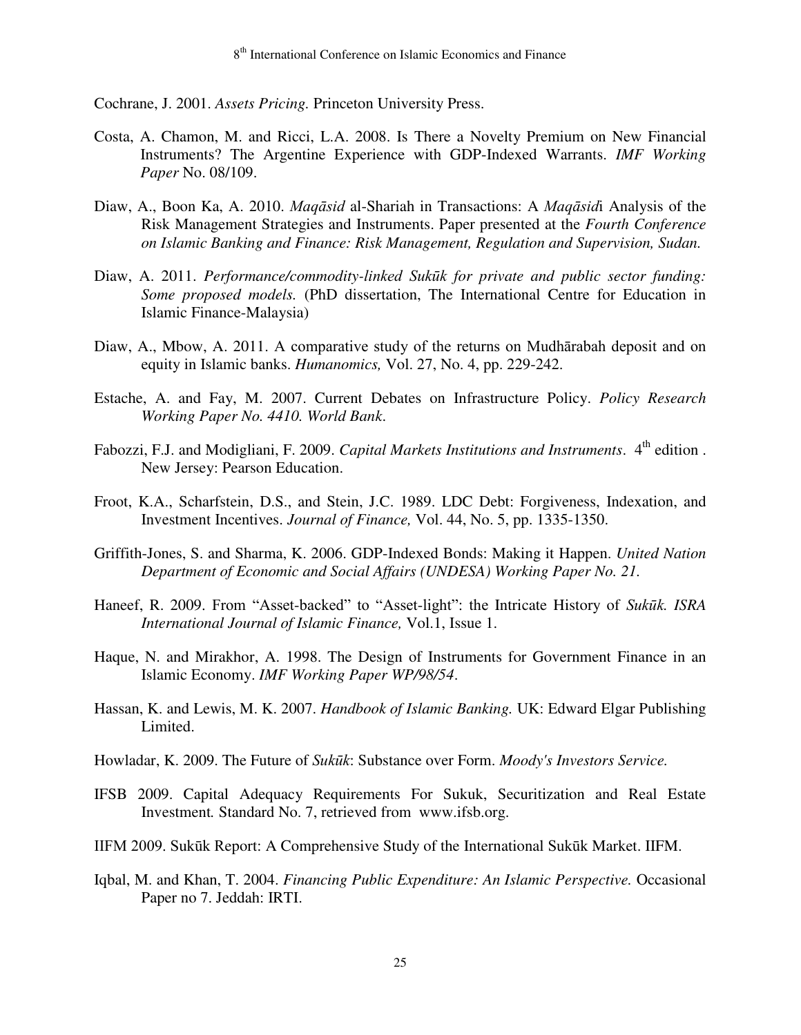Cochrane, J. 2001. *Assets Pricing.* Princeton University Press.

Costa, A. Chamon, M. and Ricci, L.A. 2008. Is There a Novelty Premium on New Financial Instruments? The Argentine Experience with GDP-Indexed Warrants. *IMF Working Paper* No. 08/109.

Diaw, A., Boon Ka, A. 2010. *Maqāsid* al-Shariah in Transactions: A *Maqāsid*i Analysis of the Risk Management Strategies and Instruments. Paper presented at the *Fourth Conference on Islamic Banking and Finance: Risk Management, Regulation and Supervision, Sudan.*

Diaw, A. 2011. *Performance/commodity-linked Sukūk for private and public sector funding: Some proposed models.* (PhD dissertation, The International Centre for Education in Islamic Finance-Malaysia)

Diaw, A., Mbow, A. 2011. A comparative study of the returns on Mudhārabah deposit and on equity in Islamic banks. *Humanomics,* Vol. 27, No. 4, pp. 229-242.

Estache, A. and Fay, M. 2007. Current Debates on Infrastructure Policy. *Policy Research Working Paper No. 4410. World Bank.*

Fabozzi, F.J. and Modigliani, F. 2009. *Capital Markets Institutions and Instruments*. 4th edition . New Jersey: Pearson Education.

Froot, K.A., Scharfstein, D.S., and Stein, J.C. 1989. LDC Debt: Forgiveness, Indexation, and Investment Incentives. *Journal of Finance,* Vol. 44, No. 5, pp. 1335-1350.

Griffith-Jones, S. and Sharma, K. 2006. GDP-Indexed Bonds: Making it Happen. *United Nation Department of Economic and Social Affairs (UNDESA) Working Paper No. 21.*

Haneef, R. 2009. From "Asset-backed" to "Asset-light": the Intricate History of *Sukūk. ISRA International Journal of Islamic Finance,* Vol.1, Issue 1.

Haque, N. and Mirakhor, A. 1998. The Design of Instruments for Government Finance in an Islamic Economy. *IMF Working Paper WP/98/54*.

Hassan, K. and Lewis, M. K. 2007. *Handbook of Islamic Banking.* UK: Edward Elgar Publishing Limited.

Howladar, K. 2009. The Future of *Sukūk*: Substance over Form. *Moody's Investors Service.*

IFSB 2009. Capital Adequacy Requirements For Sukuk, Securitization and Real Estate Investment*.* Standard No. 7, retrieved from www.ifsb.org.

IIFM 2009. Sukūk Report: A Comprehensive Study of the International Sukūk Market. IIFM.

Iqbal, M. and Khan, T. 2004. *Financing Public Expenditure: An Islamic Perspective.* Occasional Paper no 7. Jeddah: IRTI.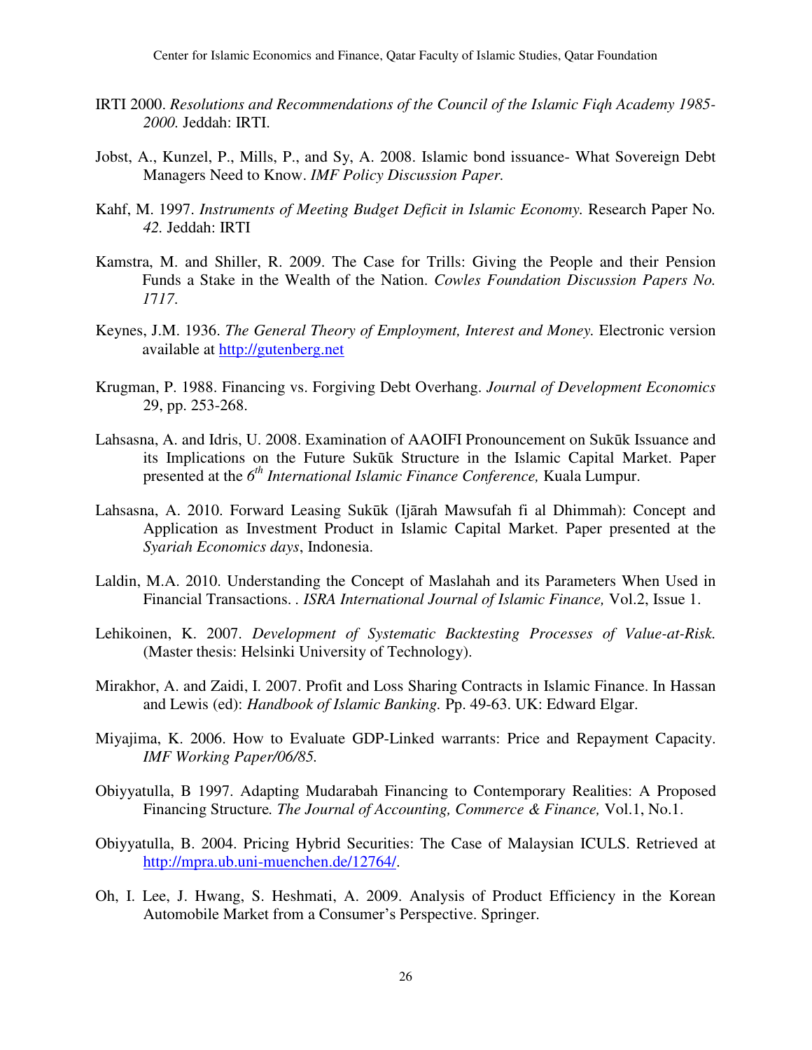IRTI 2000. *Resolutions and Recommendations of the Council of the Islamic Fiqh Academy 1985-2000.* Jeddah: IRTI.

Jobst, A., Kunzel, P., Mills, P., and Sy, A. 2008. Islamic bond issuance- What Sovereign Debt Managers Need to Know. *IMF Policy Discussion Paper.*

Kahf, M. 1997. *Instruments of Meeting Budget Deficit in Islamic Economy.* Research Paper No. *42.* Jeddah: IRTI

Kamstra, M. and Shiller, R. 2009. The Case for Trills: Giving the People and their Pension Funds a Stake in the Wealth of the Nation. *Cowles Foundation Discussion Papers No. 1717.*

Keynes, J.M. 1936. *The General Theory of Employment, Interest and Money.* Electronic version available at http://gutenberg.net

Krugman, P. 1988. Financing vs. Forgiving Debt Overhang. *Journal of Development Economics* 29, pp. 253-268.

Lahsasna, A. and Idris, U. 2008. Examination of AAOIFI Pronouncement on Sukūk Issuance and its Implications on the Future Sukūk Structure in the Islamic Capital Market. Paper presented at the *6th International Islamic Finance Conference,* Kuala Lumpur.

Lahsasna, A. 2010. Forward Leasing Sukūk (Ijārah Mawsufah fi al Dhimmah): Concept and Application as Investment Product in Islamic Capital Market. Paper presented at the *Syariah Economics days*, Indonesia.

Laldin, M.A. 2010. Understanding the Concept of Maslahah and its Parameters When Used in Financial Transactions. . *ISRA International Journal of Islamic Finance,* Vol.2, Issue 1.

Lehikoinen, K. 2007. *Development of Systematic Backtesting Processes of Value-at-Risk.* (Master thesis: Helsinki University of Technology).

Mirakhor, A. and Zaidi, I. 2007. Profit and Loss Sharing Contracts in Islamic Finance. In Hassan and Lewis (ed): *Handbook of Islamic Banking.* Pp. 49-63. UK: Edward Elgar.

Miyajima, K. 2006. How to Evaluate GDP-Linked warrants: Price and Repayment Capacity. *IMF Working Paper/06/85.*

Obiyyatulla, B 1997. Adapting Mudarabah Financing to Contemporary Realities: A Proposed Financing Structure*. The Journal of Accounting, Commerce & Finance,* Vol.1, No.1.

Obiyyatulla, B. 2004. Pricing Hybrid Securities: The Case of Malaysian ICULS. Retrieved at http://mpra.ub.uni-muenchen.de/12764/.

Oh, I. Lee, J. Hwang, S. Heshmati, A. 2009. Analysis of Product Efficiency in the Korean Automobile Market from a Consumer's Perspective. Springer.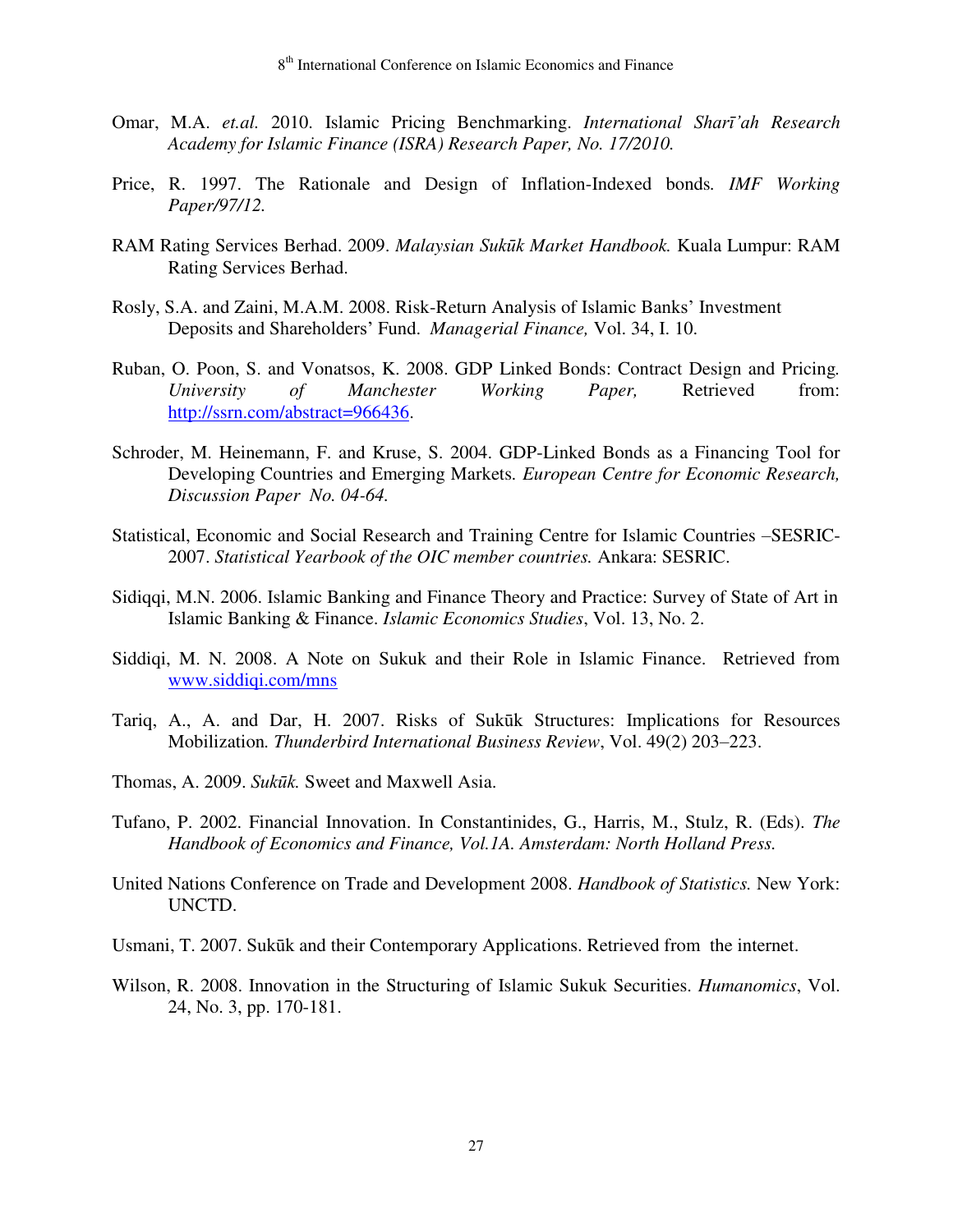Omar, M.A. *et.al.* 2010. Islamic Pricing Benchmarking. *International Sharī'ah Research Academy for Islamic Finance (ISRA) Research Paper, No. 17/2010.*

Price, R. 1997. The Rationale and Design of Inflation-Indexed bonds*. IMF Working Paper/97/12.*

RAM Rating Services Berhad. 2009. *Malaysian Sukūk Market Handbook.* Kuala Lumpur: RAM Rating Services Berhad.

Rosly, S.A. and Zaini, M.A.M. 2008. Risk-Return Analysis of Islamic Banks' Investment Deposits and Shareholders' Fund. *Managerial Finance,* Vol. 34, I. 10.

Ruban, O. Poon, S. and Vonatsos, K. 2008. GDP Linked Bonds: Contract Design and Pricing*. University of Manchester Working Paper,* Retrieved from: http://ssrn.com/abstract=966436.

Schroder, M. Heinemann, F. and Kruse, S. 2004. GDP-Linked Bonds as a Financing Tool for Developing Countries and Emerging Markets*. European Centre for Economic Research, Discussion Paper No. 04-64.*

Statistical, Economic and Social Research and Training Centre for Islamic Countries –SESRIC- 2007. *Statistical Yearbook of the OIC member countries.* Ankara: SESRIC.

Sidiqqi, M.N. 2006. Islamic Banking and Finance Theory and Practice: Survey of State of Art in Islamic Banking & Finance. *Islamic Economics Studies*, Vol. 13, No. 2.

Siddiqi, M. N. 2008. A Note on Sukuk and their Role in Islamic Finance. Retrieved from www.siddiqi.com/mns

Tariq, A., A. and Dar, H. 2007. Risks of Sukūk Structures: Implications for Resources Mobilization*. Thunderbird International Business Review*, Vol. 49(2) 203–223.

Thomas, A. 2009. *Sukūk.* Sweet and Maxwell Asia.

Tufano, P. 2002. Financial Innovation. In Constantinides, G., Harris, M., Stulz, R. (Eds). *The Handbook of Economics and Finance, Vol.1A. Amsterdam: North Holland Press.*

United Nations Conference on Trade and Development 2008. *Handbook of Statistics.* New York: UNCTD.

Usmani, T. 2007. Sukūk and their Contemporary Applications. Retrieved from the internet.

Wilson, R. 2008. Innovation in the Structuring of Islamic Sukuk Securities. *Humanomics*, Vol. 24, No. 3, pp. 170-181.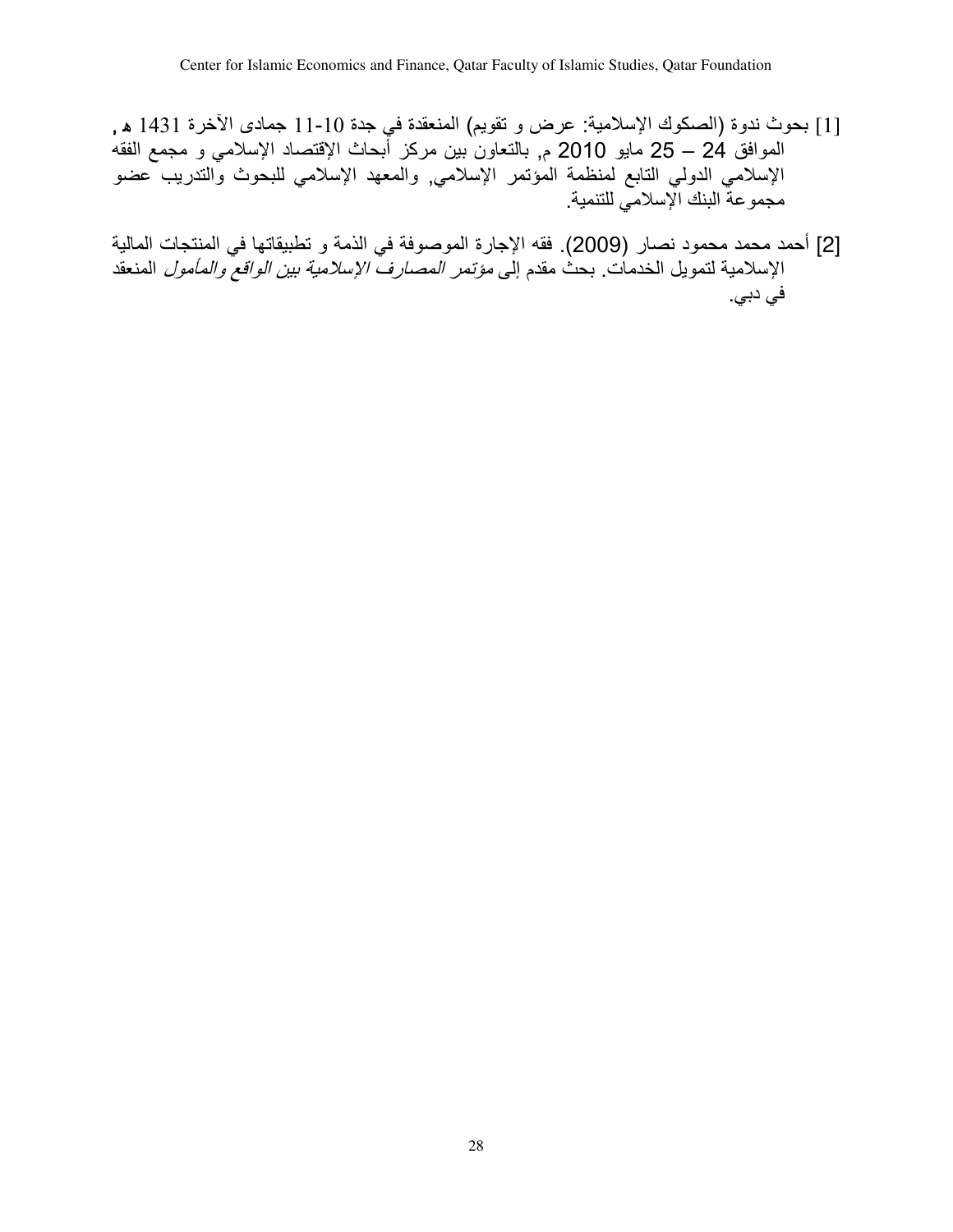[1] بحوث ندوة (الصكوك الإسلامية: عرض و تقويم) المنعقدة في جدة 10-11 جمادى الآخرة 1431 هـ , الموافق 24 – 25 مايو 2010 م, بالتعاون بين مركز أبحاث الإقتصاد الإسلامي و مجمع الفقه الإسلامي الدولي التابع لمنظمة المؤتمر الإسلامي, والمعهد الإسلامي للبحوث والتدريب عضو مجموعة البنك الإسلامي للتنمية.

[2] أحمد محمد محمود نصار (2009). فقه الإجارة الموصوفة في الذمة و تطبيقاتها في المنتجات المالية الإسلامية لتمويل الخدمات. بحث مقدم إلى *مؤتمر المصارف الإسلامية بين الواقع والمأمول* المنعقد في دبي.